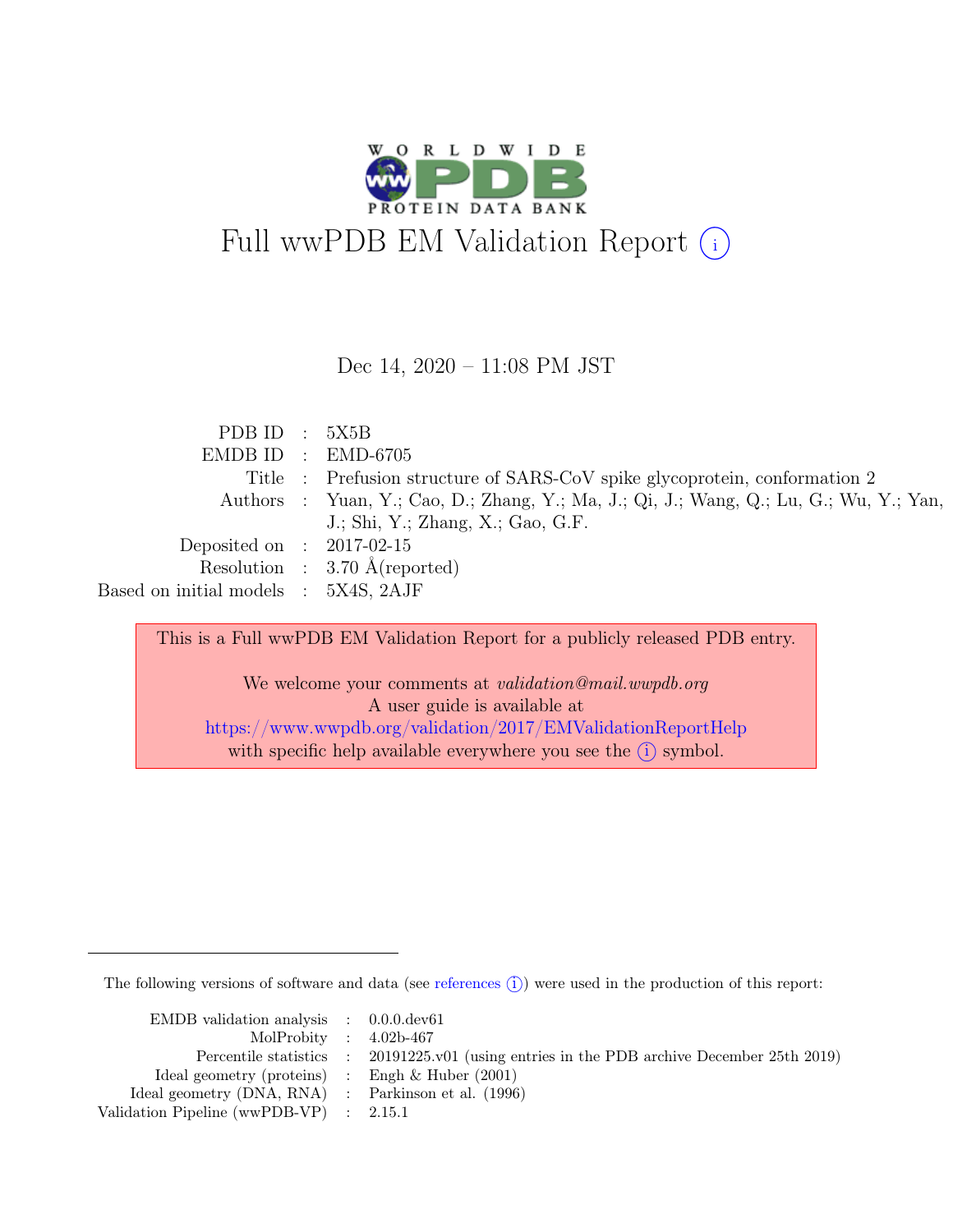# Full wwPDB EM Validation Report (i)

Dec 14, 2020 – 11:08 PM JST

| | | |
|---|---|---|
| PDB ID | : | 5X5B |
| EMDB ID | : | EMD-6705 |
| Title | : | Prefusion structure of SARS-CoV spike glycoprotein, conformation 2 |
| Authors | : | Yuan, Y.; Cao, D.; Zhang, Y.; Ma, J.; Qi, J.; Wang, Q.; Lu, G.; Wu, Y.; Yan, J.; Shi, Y.; Zhang, X.; Gao, G.F. |
| Deposited on | : | 2017-02-15 |
| Resolution | : | 3.70 Å(reported) |
| Based on initial models | : | 5X4S, 2AJF |

This is a Full wwPDB EM Validation Report for a publicly released PDB entry.

We welcome your comments at *validation@mail.wwpdb.org*
A user guide is available at
https://www.wwpdb.org/validation/2017/EMValidationReportHelp
with specific help available everywhere you see the (i) symbol.

---

The following versions of software and data (see references (i)) were used in the production of this report:

| | | |
|---|---|---|
| EMDB validation analysis | : | 0.0.0.dev61 |
| MolProbity | : | 4.02b-467 |
| Percentile statistics | : | 20191225.v01 (using entries in the PDB archive December 25th 2019) |
| Ideal geometry (proteins) | : | Engh & Huber (2001) |
| Ideal geometry (DNA, RNA) | : | Parkinson et al. (1996) |
| Validation Pipeline (wwPDB-VP) | : | 2.15.1 |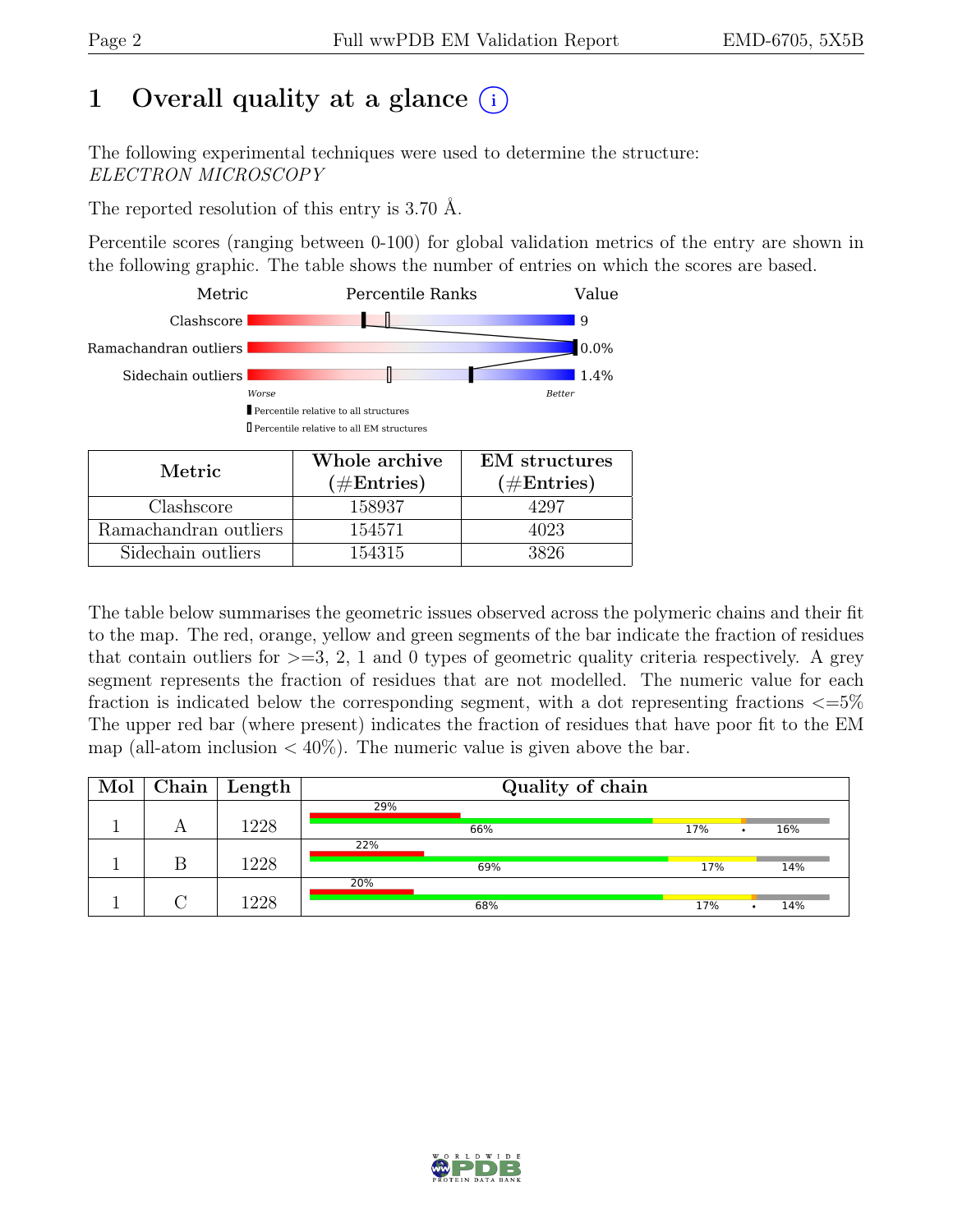# 1 Overall quality at a glance (i)

The following experimental techniques were used to determine the structure:
*ELECTRON MICROSCOPY*

The reported resolution of this entry is 3.70 Å.

Percentile scores (ranging between 0-100) for global validation metrics of the entry are shown in the following graphic. The table shows the number of entries on which the scores are based.

| Metric | Value |
|---|---|
| Clashscore | 9 |
| Ramachandran outliers | 0.0% |
| Sidechain outliers | 1.4% |

Worse — Better

▮ Percentile relative to all structures

▯ Percentile relative to all EM structures

| Metric | Whole archive (#Entries) | EM structures (#Entries) |
|---|---|---|
| Clashscore | 158937 | 4297 |
| Ramachandran outliers | 154571 | 4023 |
| Sidechain outliers | 154315 | 3826 |

The table below summarises the geometric issues observed across the polymeric chains and their fit to the map. The red, orange, yellow and green segments of the bar indicate the fraction of residues that contain outliers for >=3, 2, 1 and 0 types of geometric quality criteria respectively. A grey segment represents the fraction of residues that are not modelled. The numeric value for each fraction is indicated below the corresponding segment, with a dot representing fractions <=5% The upper red bar (where present) indicates the fraction of residues that have poor fit to the EM map (all-atom inclusion < 40%). The numeric value is given above the bar.

| Mol | Chain | Length | Quality of chain |
|---|---|---|---|
| 1 | A | 1228 | 29% (poor fit); 66% green, 17% yellow, • orange, 16% grey |
| 1 | B | 1228 | 22% (poor fit); 69% green, 17% yellow, 14% grey |
| 1 | C | 1228 | 20% (poor fit); 68% green, 17% yellow, • orange, 14% grey |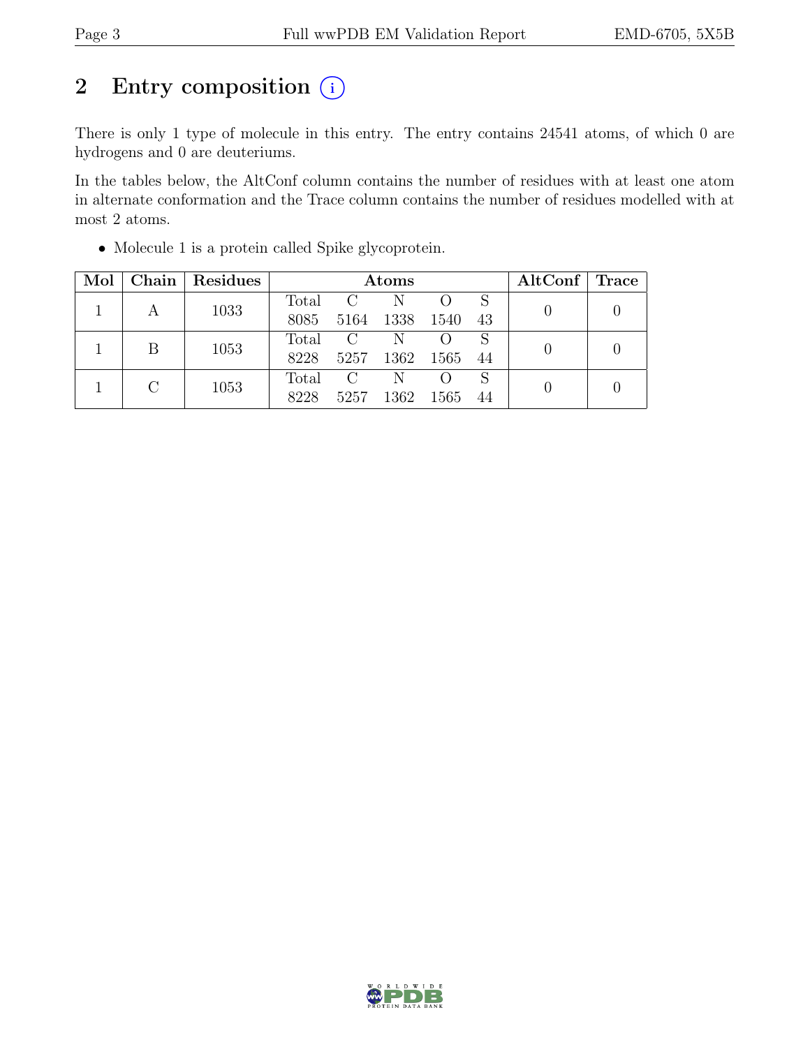## 2 Entry composition (i)

There is only 1 type of molecule in this entry. The entry contains 24541 atoms, of which 0 are hydrogens and 0 are deuteriums.

In the tables below, the AltConf column contains the number of residues with at least one atom in alternate conformation and the Trace column contains the number of residues modelled with at most 2 atoms.

- Molecule 1 is a protein called Spike glycoprotein.

| Mol | Chain | Residues | Atoms | | | | | AltConf | Trace |
|---|---|---|---|---|---|---|---|---|---|
| | | | Total | C | N | O | S | | |
| 1 | A | 1033 | 8085 | 5164 | 1338 | 1540 | 43 | 0 | 0 |
| 1 | B | 1053 | 8228 | 5257 | 1362 | 1565 | 44 | 0 | 0 |
| 1 | C | 1053 | 8228 | 5257 | 1362 | 1565 | 44 | 0 | 0 |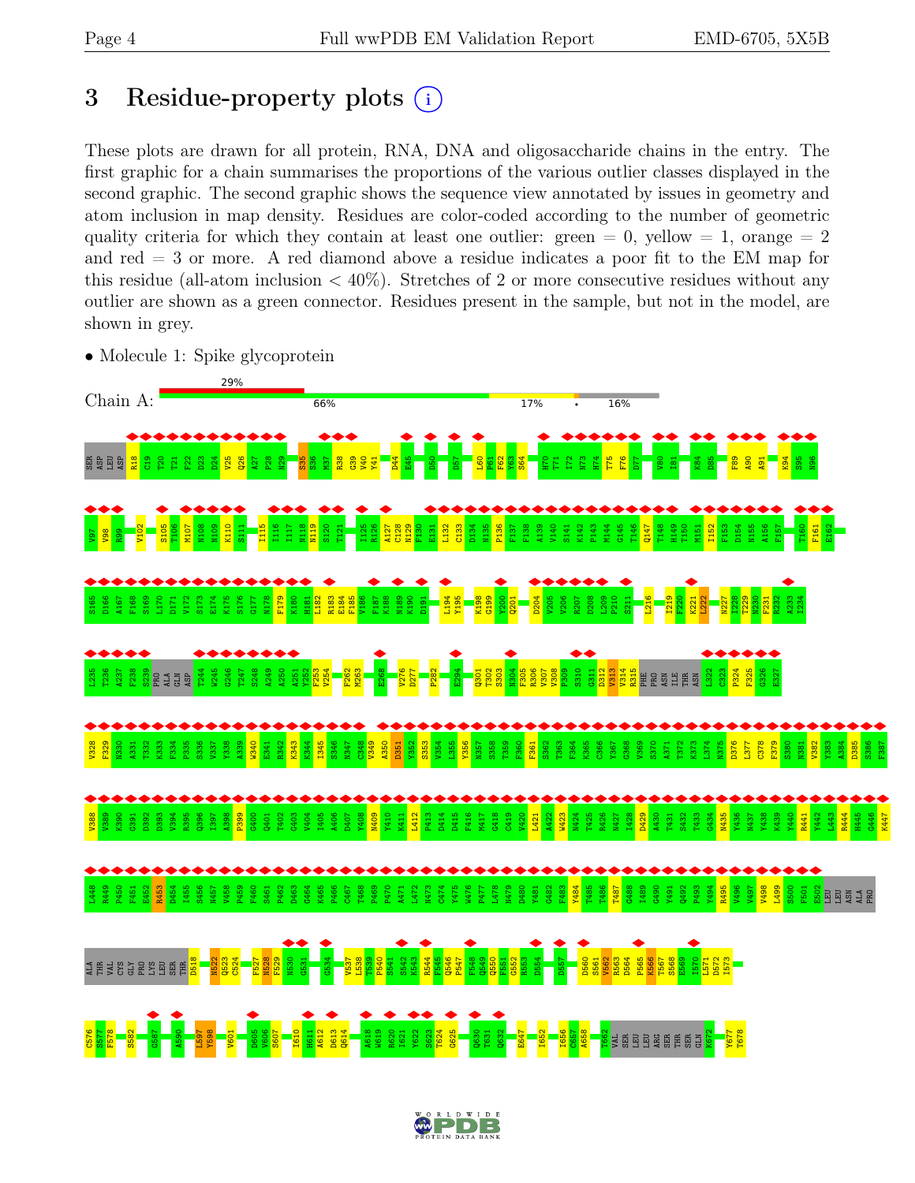# 3 Residue-property plots

These plots are drawn for all protein, RNA, DNA and oligosaccharide chains in the entry. The first graphic for a chain summarises the proportions of the various outlier classes displayed in the second graphic. The second graphic shows the sequence view annotated by issues in geometry and atom inclusion in map density. Residues are color-coded according to the number of geometric quality criteria for which they contain at least one outlier: green = 0, yellow = 1, orange = 2 and red = 3 or more. A red diamond above a residue indicates a poor fit to the EM map for this residue (all-atom inclusion < 40%). Stretches of 2 or more consecutive residues without any outlier are shown as a green connector. Residues present in the sample, but not in the model, are shown in grey.

- Molecule 1: Spike glycoprotein

Chain A: 29% | 66% | 17% | • | 16%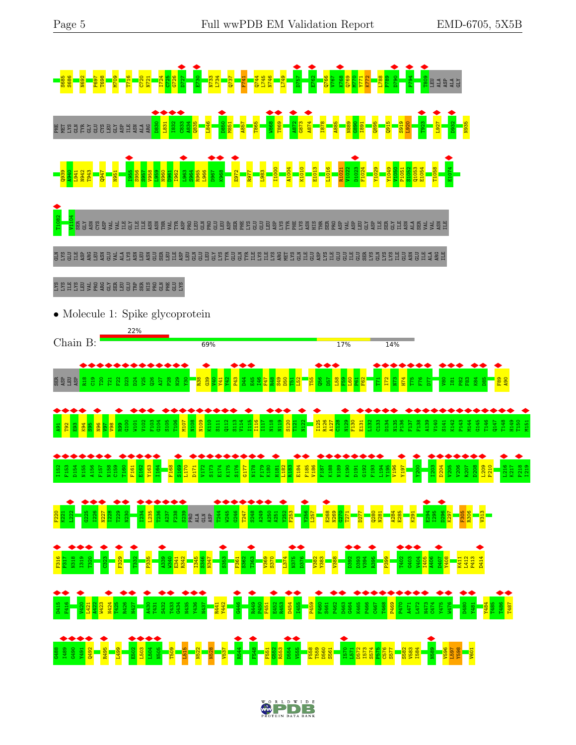S685 S686 N692 P697 T698 M709 T716 C720 N721 I724 C725 G726 D727 E730 N733 L734 Q737 F741 Q744 L745 N746 L749 D757 E762 Q766 V767 K768 Q769 M770 Y771 K772 L788 P789 D790 P794 T809 LEU ALA ASP ALA GLY

PHE MET LYS GLN TYR GLY GLU CYS LEU GLY ASP ILE ASN ALA ARG D830 L831 I832 C833 A834 Q835 L846 D850 M851 A857 T865 W868 T869 A872 G873 A874 I878 A885 N889 G890 I891 Q895 Q915 S919 L920 T923 L927 D932 N935

Q939 A940 L941 N942 T943 Q947 N951 I955 S956 S957 V958 L959 N960 D961 I962 L963 S964 R965 L966 D967 K968 E972 R977 L983 I1000 A1004 K1010 E1013 L1016 R1021 V1022 D1023 F1024 Y1029 Y1049 V1050 P1051 S1052 Q1053 E1054 T1058 E1074

T1082 V1104 SER GLY ASN CYS ASP VAL VAL ILE GLY ILE ILE ASN ASN THR VAL TYR ASP PRO LEU GLN PRO GLU LEU ASP SER PHE LYS GLU GLU LEU ASP LYS TYR PHE LYS ASN HIS THR SER PRO ASP VAL ASP LEU GLY ASP ILE SER GLY ILE ASN ALA SER VAL VAL ASN ILE

GLN LYS GLU ILE ASP ARG LEU ASN GLU VAL ALA LYS ASN LEU ASN GLU SER LEU ILE ASP LEU GLN GLU LEU GLY LYS TYR GLU GLN TYR ILE LYS TRP PRO TRP TYR VAL TRP LEU GLY PHE ILE ALA GLY LEU ILE ALA ILE VAL MET VAL THR ILE LEU LEU CYS CYS MET THR SER CYS CYS SER CYS LEU LYS GLY ALA CYS SER CYS GLY SER CYS CYS LYS PHE ASP GLU ASP ASP SER GLU PRO VAL LEU LYS GLY VAL LYS LEU HIS TYR THR

LYS LYS ILE LYS LEU VAL PRO ARG GLY SER LEU GLU TRP SER HIS PRO GLN PHE GLU LYS

- Molecule 1: Spike glycoprotein

Chain B: 22% | 69% | 17% | 14%

SER ASP LEU ASP R18 C19 T20 T21 F22 D23 D24 V25 Q26 A27 P28 N29 Y30 R38 G39 V40 Y41 Y42 P43 D44 E45 I46 F47 R48 S49 D50 T51 L52 T55 Q56 D57 L58 F59 L60 P61 F62 T71 I72 N73 H74 T75 F76 D77 V80 I81 P82 F83 K84 D85 F89 A90

A91 T92 E93 K94 S95 N96 V97 Y98 R99 G100 W101 V102 F103 G104 S105 T106 M107 N108 N109 K110 S111 Q112 S113 V114 I115 I116 I117 N118 N119 S120 T121 N122 I125 R126 A127 C128 N129 F130 E131 L132 C133 D134 N135 P136 F137 F138 A139 V140 S141 K142 P143 M144 G145 T146 Q147 T148 H149 T150 M151

I152 F153 D154 N155 A156 F157 N158 C159 T160 F161 E162 Y163 I164 F168 S169 L170 D171 V172 S173 E174 K175 S176 G177 N178 F179 K180 H181 L182 R183 E184 F185 V186 F187 K188 N189 K190 D191 G192 F193 L194 Y195 V196 Y197 Y200 I203 D204 V205 V206 R207 D208 L209 P210 L216 K217 P218 I219

F220 K221 L222 G225 I226 N227 I228 T229 N230 I234 L235 T236 A237 F238 S239 PRO ALA GLN ASP T244 W245 G246 T247 S248 A249 A250 A251 Y252 F253 Y256 L257 E268 N269 G270 T271 D277 Q280 N281 A284 E285 K291 E294 I295 D296 K297 F305 R306 V313

F316 P317 N318 I319 T320 C323 F329 T332 P335 A339 W340 E341 R342 I345 S346 N347 S353 F361 S362 T363 V369 S370 L374 N375 D376 V382 Y383 V388 D392 D393 V394 R395 P399 T402 G403 V404 I405 A406 D407 Y408 K411 L412 P413 D414

D415 F416 V420 L421 A422 W423 N424 T425 R426 N427 A430 T431 S432 T433 G434 N435 Y436 N437 R441 Y442 G446 R449 P450 F451 E452 R453 D454 I455 P459 F460 S461 P462 D463 G464 K465 P466 C467 T468 P469 P470 A471 L472 N473 C474 Y475 W476 D480 Y481 Y484 T485 T486 T487

G488 I489 G490 Y491 Q492 R495 L499 E502 L503 L504 N505 T509 L515 N522 N528 V537 R544 F548 F551 G552 R553 D554 V555 F558 T559 D560 S561 I570 L571 D572 I573 S574 P575 C576 S577 S582 V583 I584 N589 V596 L597 Y598 V601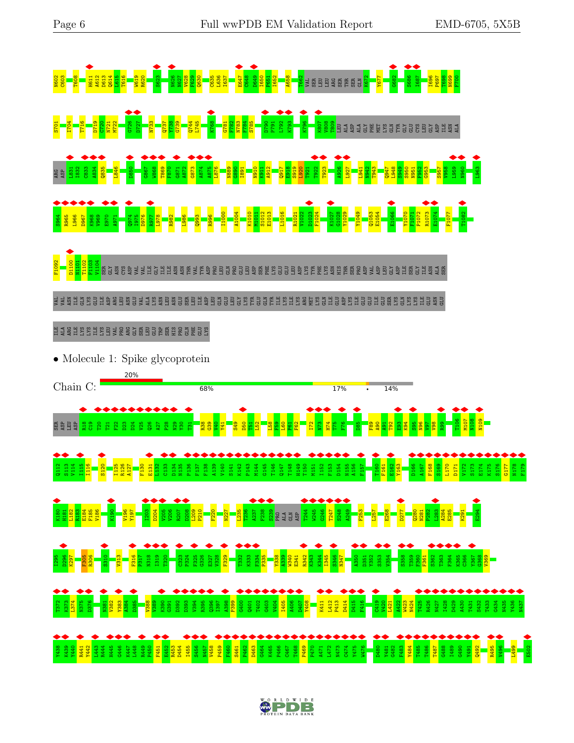N602 C603 T608 H611 A612 D613 Q614 L615 T616 W619 R620 S623 N626 N627 V628 F629 Q630 C635 L636 I637 E647 C648 D649 I650 P651 I652 A658 T662 VAL SER LEU LEU ARG SER THR SER GLN K672 Y677 G682 S686 I687 I696 P697 T698 N699 F700

S701 I704 T716 D719 C720 N721 M722 G726 D727 N733 Q737 Y738 G739 Q744 L745 K768 G781 F782 N783 F784 S785 D790 P791 L792 K793 K796 K807 V808 T809 LEU ALA ASP ALA GLY PHE MET LYS GLN TYR GLY GLU CYS LEU GLY ASP ILE ASN ALA

ARG ASP L831 I832 C833 A834 Q835 L846 D850 G867 W868 T869 F870 G871 A872 G873 A874 A875 L876 N889 G890 I891 N910 K911 A912 Q917 E918 S919 L920 T921 T922 T923 A926 L927 L941 N942 T943 Q947 L948 S949 S950 N951 F952 G953 S957 V958 L959 N960 L963

S964 R965 L966 D967 K968 V969 E970 A971 Q974 I975 D976 R977 L978 R982 L986 Q993 R996 I1000 A1004 K1010 M1011 S1012 E1013 L1016 R1021 V1022 D1023 F1024 K1027 G1028 Y1029 Y1049 Q1053 E1054 E1066 Y1070 F1071 P1072 R1073 E1074 F1077 T1082

F1092 D1100 N1101 T1102 F1103 V1104 SER GLY ASN CYS ASP VAL VAL ILE GLY ILE ILE ASN ASN THR VAL TYR ASP PRO LEU GLN PRO GLU LEU ASP SER PHE LYS GLU GLU LEU ASP LYS TYR PHE LYS ASN HIS THR SER PRO ASP VAL ASP LEU GLY ASP ILE SER GLY ILE ASN ALA SER

VAL VAL ASN ILE GLN LYS GLU ILE ASP ARG LEU ASN GLU VAL ALA LYS ASN LEU ASN GLU SER LEU ILE ASP LEU GLN GLU LEU GLY LYS TYR GLU GLN TYR ILE LYS TRP PRO TRP TYR VAL TRP LEU GLY PHE ILE ALA GLY LEU ILE ALA ILE VAL MET VAL THR ILE LEU LEU CYS CYS MET THR SER CYS CYS SER CYS LEU LYS GLY ALA CYS SER CYS GLY SER CYS CYS LYS PHE ASP GLU ASP ASP SER GLU PRO VAL LEU LYS GLY VAL LYS LEU HIS TYR THR

ILE ALA ARG ILE LYS LYS ILE LYS LEU VAL PRO ARG GLY SER LEU GLU TRP SER HIS PRO GLN PHE GLU LYS

• Molecule 1: Spike glycoprotein

Chain C: 20% | 68% | 17% | • | 14%

SER ASP LEU ASP R18 C19 T20 T21 F22 D23 D24 V25 Q26 A27 P28 N29 Y30 T31 R38 G39 V40 Y41 S49 D50 L51 I52 L58 P59 L60 P61 F62 I72 N73 H74 T75 F76 D85 F89 A90 A91 T92 E93 K94 S95 N96 V97 V98 R99 T106 M107 M108 N109

Q112 S113 V114 I115 I116 S120 I125 R126 A127 F130 E131 L132 C133 D134 N135 P136 F137 F138 A139 V140 S141 K142 P143 M144 G145 T146 Q147 T148 H149 T150 M151 I152 F153 D154 N155 A156 F157 T160 F161 E162 Y163 D166 A167 F168 S169 L170 D171 V172 S173 E174 K175 S176 G177 N178 F179

K180 H181 L182 R183 E184 F185 V186 K190 V196 Y197 I203 D204 V205 V206 R207 D208 L209 P210 F220 N227 L235 T236 A237 F238 S239 PRO ALA GLN ASP T244 W245 G246 T247 S248 A249 F253 L257 E268 D277 Q280 N281 P282 L283 A284 E285 K291 E294

I295 D296 K297 F305 R306 S310 V313 F316 P317 N318 I319 T320 C323 P324 F325 G326 E327 V328 F329 T332 K333 F334 P335 Y338 A339 W340 E341 R342 K343 K344 I345 S346 N347 A350 D351 Y352 S353 V354 S358 T359 F360 F361 S362 T363 F364 K365 C366 Y367 G368 V369

T372 K373 L374 N375 D376 N381 V382 Y383 A384 D385 V388 V389 K390 G391 D392 D393 V394 R395 Q396 I397 A398 P399 G400 Q401 T402 G403 V404 I405 A406 D407 Y408 K411 L412 P413 D414 D415 F416 C419 V420 L421 A422 W423 N424 T425 R426 N427 I428 D429 A430 T431 S432 T433 G434 N435 Y436 N437

Y438 K439 Y440 R441 Y442 L443 R444 H445 G446 K447 L448 R449 P450 F451 E452 R453 D454 I455 S456 N457 V458 P459 F460 S461 P462 D463 G464 K465 P466 C467 T468 P469 P470 A471 L472 N473 C474 Y475 W476 D480 Y481 G482 F483 Y484 T485 T486 T487 G488 I489 G490 Y491 Q492 R495 V496 L499 E502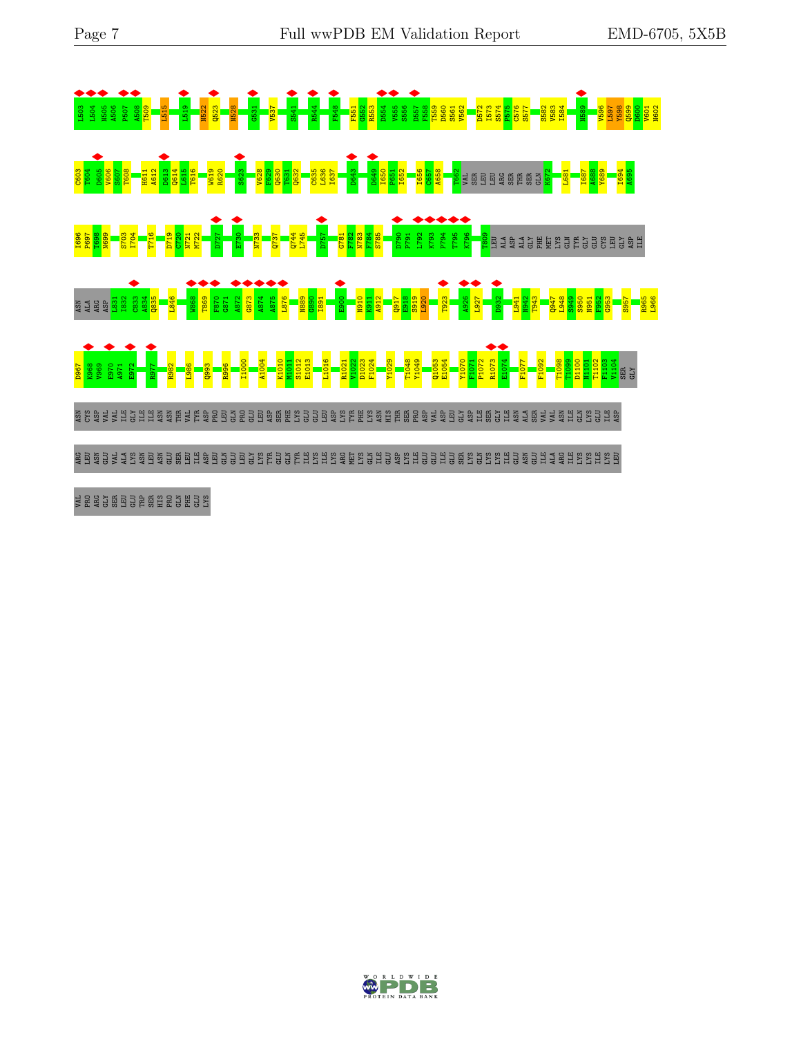L503 L504 N505 A506 P507 A508 T509 L515 L519 N522 Q523 N528 G531 V537 S541 R544 F548 F551 G552 R553 D554 V555 S556 D557 F558 T559 D560 S561 V562 D572 I573 S574 P575 C576 S577 S582 V583 I584 N589 V596 L597 Y598 Q599 D600 V601 N602

C603 T604 D605 V606 S607 T608 H611 A612 D613 Q614 L615 T616 W619 R620 S623 V628 F629 Q630 T631 Q632 C635 L636 I637 D643 D649 I650 P651 I652 I656 C657 A658 T662 VAL SER LEU LEU ARG SER THR SER GLN K672 L681 I687 A688 Y689 I694 A695

I696 P697 T698 N699 S703 I704 T716 D719 C720 N721 M722 D727 E730 N733 Q737 Q744 L745 D757 G781 F782 N783 F784 S785 D790 P791 L792 K793 F794 T795 K796 T809 LEU ALA ASP ALA GLY PHE MET LYS GLN TYR GLY GLU CYS LEU GLY ASP ILE

ASN ALA ARG ASP L831 I832 C833 A834 Q835 L846 W868 T869 F870 G871 A872 G873 A874 A875 L876 N889 G890 I891 E900 N910 K911 A912 Q917 E918 S919 L920 T923 A926 L927 D932 L941 N942 T943 Q947 L948 S949 S950 N951 F952 G953 S957 R965 L966

D967 K968 V969 E970 A971 E972 R977 R982 L986 Q993 R996 I1000 A1004 K1010 M1011 S1012 E1013 L1016 R1021 V1022 D1023 F1024 Y1029 T1048 Y1049 Q1053 E1054 Y1070 F1071 P1072 R1073 E1074 F1077 F1092 T1098 T1099 D1100 N1101 T1102 F1103 V1104 SER GLY

ASN CYS ASP VAL VAL ILE GLY ILE ILE ASN ASN THR VAL TYR ASP PRO LEU GLN PRO GLU LEU ASP SER PHE LYS GLU GLU LEU ASP LYS TYR PHE LYS ASN HIS THR SER PRO ASP VAL ASP LEU GLY ASP ILE SER GLY ILE ASN ALA SER VAL VAL ASN ILE GLN LYS GLU ILE ASP

ARG LEU ASN GLU VAL ALA LYS ASN LEU ASN GLU SER LEU ILE ASP LEU GLN GLU LEU GLY LYS TYR GLU GLN TYR ILE LYS TRP PRO TRP TYR ILE TRP LEU GLY PHE ILE ALA GLY LEU ILE ALA ILE VAL MET VAL THR ILE MET LEU CYS CYS MET THR SER CYS CYS SER CYS LEU

VAL PRO ARG GLY SER LEU GLU TRP SER HIS PRO GLN PHE GLU LYS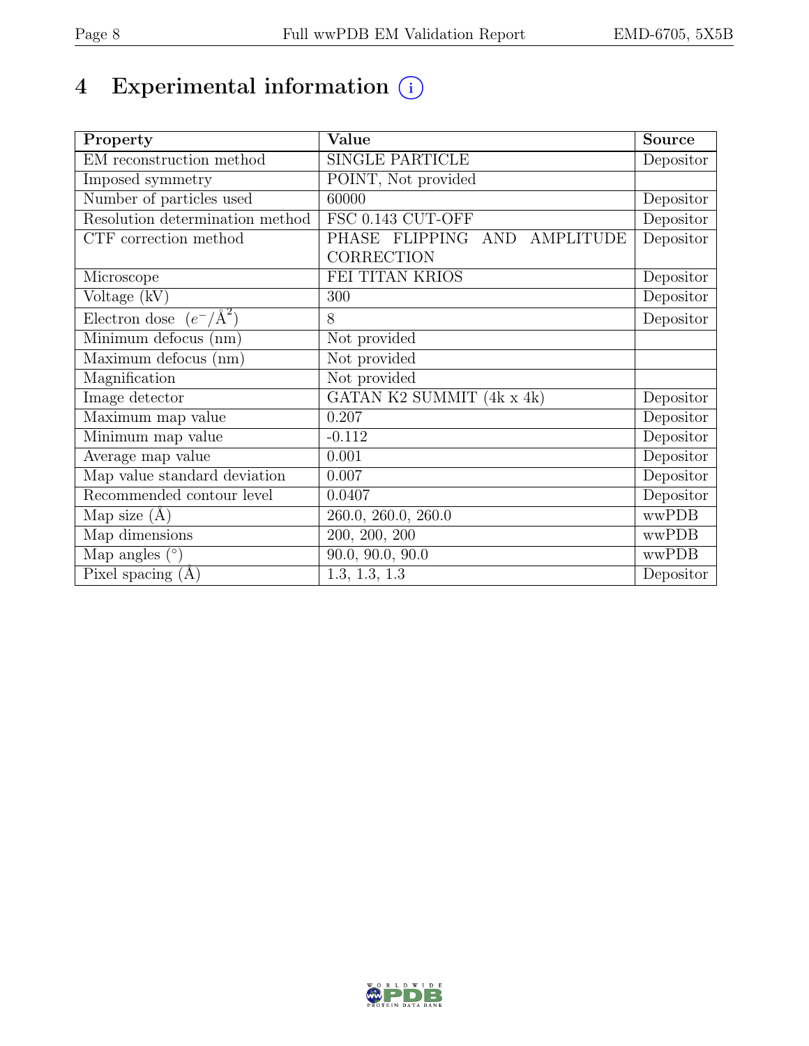# 4 Experimental information

| Property | Value | Source |
|---|---|---|
| EM reconstruction method | SINGLE PARTICLE | Depositor |
| Imposed symmetry | POINT, Not provided | |
| Number of particles used | 60000 | Depositor |
| Resolution determination method | FSC 0.143 CUT-OFF | Depositor |
| CTF correction method | PHASE FLIPPING AND AMPLITUDE CORRECTION | Depositor |
| Microscope | FEI TITAN KRIOS | Depositor |
| Voltage (kV) | 300 | Depositor |
| Electron dose ($e^-/\text{Å}^2$) | 8 | Depositor |
| Minimum defocus (nm) | Not provided | |
| Maximum defocus (nm) | Not provided | |
| Magnification | Not provided | |
| Image detector | GATAN K2 SUMMIT (4k x 4k) | Depositor |
| Maximum map value | 0.207 | Depositor |
| Minimum map value | -0.112 | Depositor |
| Average map value | 0.001 | Depositor |
| Map value standard deviation | 0.007 | Depositor |
| Recommended contour level | 0.0407 | Depositor |
| Map size (Å) | 260.0, 260.0, 260.0 | wwPDB |
| Map dimensions | 200, 200, 200 | wwPDB |
| Map angles (°) | 90.0, 90.0, 90.0 | wwPDB |
| Pixel spacing (Å) | 1.3, 1.3, 1.3 | Depositor |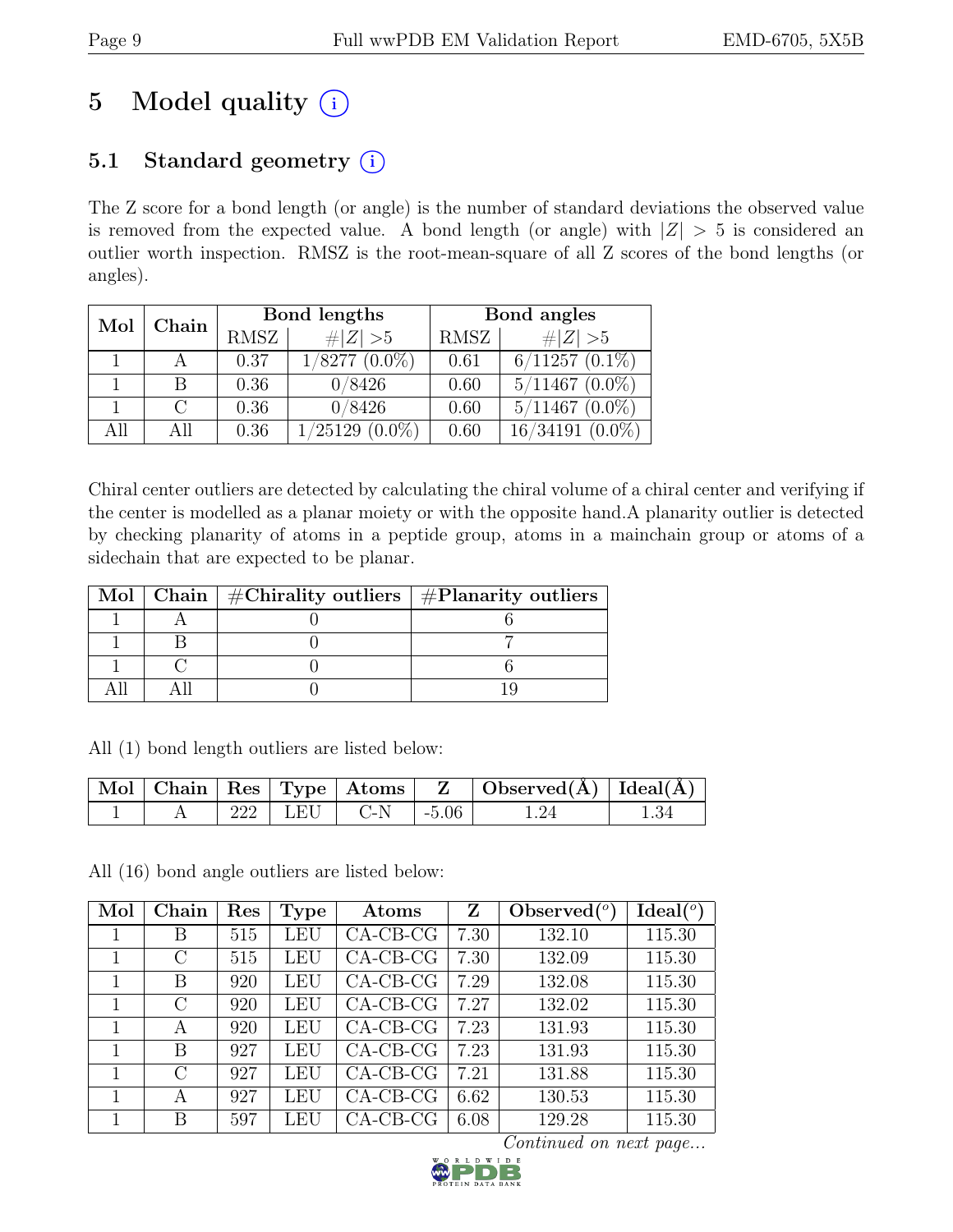# 5 Model quality (i)

## 5.1 Standard geometry (i)

The Z score for a bond length (or angle) is the number of standard deviations the observed value is removed from the expected value. A bond length (or angle) with $|Z| > 5$ is considered an outlier worth inspection. RMSZ is the root-mean-square of all Z scores of the bond lengths (or angles).

| Mol | Chain | Bond lengths | | Bond angles | |
|---|---|---|---|---|---|
| | | RMSZ | #\|Z\| >5 | RMSZ | #\|Z\| >5 |
| 1 | A | 0.37 | 1/8277 (0.0%) | 0.61 | 6/11257 (0.1%) |
| 1 | B | 0.36 | 0/8426 | 0.60 | 5/11467 (0.0%) |
| 1 | C | 0.36 | 0/8426 | 0.60 | 5/11467 (0.0%) |
| All | All | 0.36 | 1/25129 (0.0%) | 0.60 | 16/34191 (0.0%) |

Chiral center outliers are detected by calculating the chiral volume of a chiral center and verifying if the center is modelled as a planar moiety or with the opposite hand.A planarity outlier is detected by checking planarity of atoms in a peptide group, atoms in a mainchain group or atoms of a sidechain that are expected to be planar.

| Mol | Chain | #Chirality outliers | #Planarity outliers |
|---|---|---|---|
| 1 | A | 0 | 6 |
| 1 | B | 0 | 7 |
| 1 | C | 0 | 6 |
| All | All | 0 | 19 |

All (1) bond length outliers are listed below:

| Mol | Chain | Res | Type | Atoms | Z | Observed(Å) | Ideal(Å) |
|---|---|---|---|---|---|---|---|
| 1 | A | 222 | LEU | C-N | -5.06 | 1.24 | 1.34 |

All (16) bond angle outliers are listed below:

| Mol | Chain | Res | Type | Atoms | Z | Observed($^o$) | Ideal($^o$) |
|---|---|---|---|---|---|---|---|
| 1 | B | 515 | LEU | CA-CB-CG | 7.30 | 132.10 | 115.30 |
| 1 | C | 515 | LEU | CA-CB-CG | 7.30 | 132.09 | 115.30 |
| 1 | B | 920 | LEU | CA-CB-CG | 7.29 | 132.08 | 115.30 |
| 1 | C | 920 | LEU | CA-CB-CG | 7.27 | 132.02 | 115.30 |
| 1 | A | 920 | LEU | CA-CB-CG | 7.23 | 131.93 | 115.30 |
| 1 | B | 927 | LEU | CA-CB-CG | 7.23 | 131.93 | 115.30 |
| 1 | C | 927 | LEU | CA-CB-CG | 7.21 | 131.88 | 115.30 |
| 1 | A | 927 | LEU | CA-CB-CG | 6.62 | 130.53 | 115.30 |
| 1 | B | 597 | LEU | CA-CB-CG | 6.08 | 129.28 | 115.30 |

*Continued on next page...*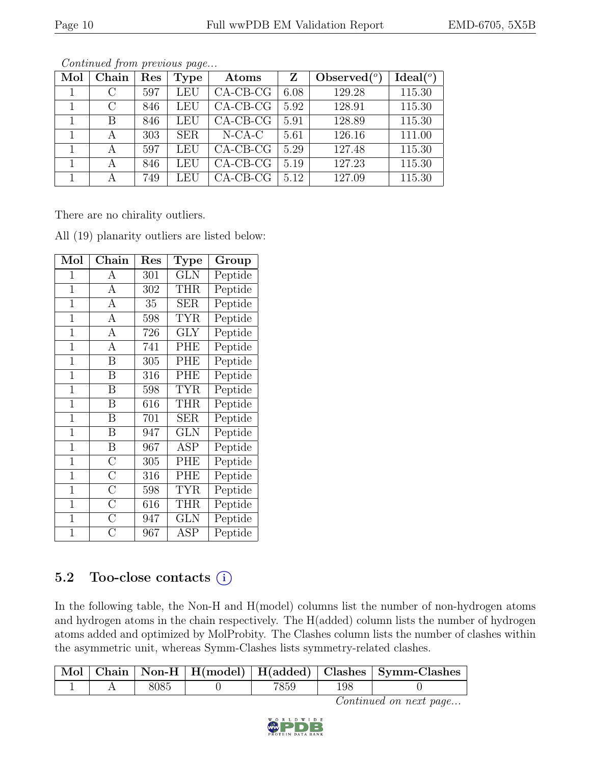*Continued from previous page...*

| Mol | Chain | Res | Type | Atoms | Z | Observed(°) | Ideal(°) |
|---|---|---|---|---|---|---|---|
| 1 | C | 597 | LEU | CA-CB-CG | 6.08 | 129.28 | 115.30 |
| 1 | C | 846 | LEU | CA-CB-CG | 5.92 | 128.91 | 115.30 |
| 1 | B | 846 | LEU | CA-CB-CG | 5.91 | 128.89 | 115.30 |
| 1 | A | 303 | SER | N-CA-C | 5.61 | 126.16 | 111.00 |
| 1 | A | 597 | LEU | CA-CB-CG | 5.29 | 127.48 | 115.30 |
| 1 | A | 846 | LEU | CA-CB-CG | 5.19 | 127.23 | 115.30 |
| 1 | A | 749 | LEU | CA-CB-CG | 5.12 | 127.09 | 115.30 |

There are no chirality outliers.

All (19) planarity outliers are listed below:

| Mol | Chain | Res | Type | Group |
|---|---|---|---|---|
| 1 | A | 301 | GLN | Peptide |
| 1 | A | 302 | THR | Peptide |
| 1 | A | 35 | SER | Peptide |
| 1 | A | 598 | TYR | Peptide |
| 1 | A | 726 | GLY | Peptide |
| 1 | A | 741 | PHE | Peptide |
| 1 | B | 305 | PHE | Peptide |
| 1 | B | 316 | PHE | Peptide |
| 1 | B | 598 | TYR | Peptide |
| 1 | B | 616 | THR | Peptide |
| 1 | B | 701 | SER | Peptide |
| 1 | B | 947 | GLN | Peptide |
| 1 | B | 967 | ASP | Peptide |
| 1 | C | 305 | PHE | Peptide |
| 1 | C | 316 | PHE | Peptide |
| 1 | C | 598 | TYR | Peptide |
| 1 | C | 616 | THR | Peptide |
| 1 | C | 947 | GLN | Peptide |
| 1 | C | 967 | ASP | Peptide |

## 5.2 Too-close contacts (i)

In the following table, the Non-H and H(model) columns list the number of non-hydrogen atoms and hydrogen atoms in the chain respectively. The H(added) column lists the number of hydrogen atoms added and optimized by MolProbity. The Clashes column lists the number of clashes within the asymmetric unit, whereas Symm-Clashes lists symmetry-related clashes.

| Mol | Chain | Non-H | H(model) | H(added) | Clashes | Symm-Clashes |
|---|---|---|---|---|---|---|
| 1 | A | 8085 | 0 | 7859 | 198 | 0 |

*Continued on next page...*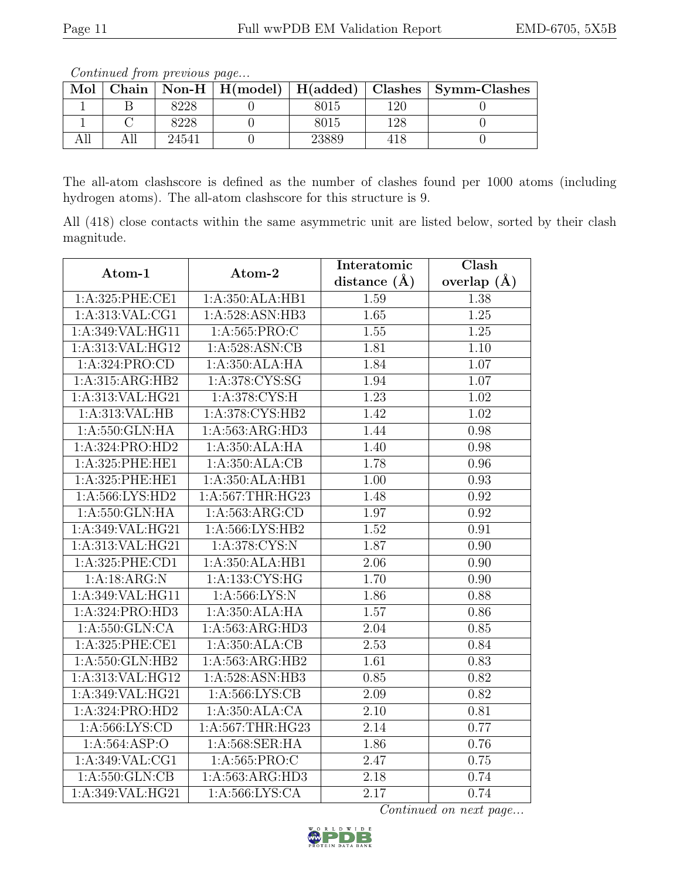*Continued from previous page...*

| Mol | Chain | Non-H | H(model) | H(added) | Clashes | Symm-Clashes |
|---|---|---|---|---|---|---|
| 1 | B | 8228 | 0 | 8015 | 120 | 0 |
| 1 | C | 8228 | 0 | 8015 | 128 | 0 |
| All | All | 24541 | 0 | 23889 | 418 | 0 |

The all-atom clashscore is defined as the number of clashes found per 1000 atoms (including hydrogen atoms). The all-atom clashscore for this structure is 9.

All (418) close contacts within the same asymmetric unit are listed below, sorted by their clash magnitude.

| Atom-1 | Atom-2 | Interatomic distance (Å) | Clash overlap (Å) |
|---|---|---|---|
| 1:A:325:PHE:CE1 | 1:A:350:ALA:HB1 | 1.59 | 1.38 |
| 1:A:313:VAL:CG1 | 1:A:528:ASN:HB3 | 1.65 | 1.25 |
| 1:A:349:VAL:HG11 | 1:A:565:PRO:C | 1.55 | 1.25 |
| 1:A:313:VAL:HG12 | 1:A:528:ASN:CB | 1.81 | 1.10 |
| 1:A:324:PRO:CD | 1:A:350:ALA:HA | 1.84 | 1.07 |
| 1:A:315:ARG:HB2 | 1:A:378:CYS:SG | 1.94 | 1.07 |
| 1:A:313:VAL:HG21 | 1:A:378:CYS:H | 1.23 | 1.02 |
| 1:A:313:VAL:HB | 1:A:378:CYS:HB2 | 1.42 | 1.02 |
| 1:A:550:GLN:HA | 1:A:563:ARG:HD3 | 1.44 | 0.98 |
| 1:A:324:PRO:HD2 | 1:A:350:ALA:HA | 1.40 | 0.98 |
| 1:A:325:PHE:HE1 | 1:A:350:ALA:CB | 1.78 | 0.96 |
| 1:A:325:PHE:HE1 | 1:A:350:ALA:HB1 | 1.00 | 0.93 |
| 1:A:566:LYS:HD2 | 1:A:567:THR:HG23 | 1.48 | 0.92 |
| 1:A:550:GLN:HA | 1:A:563:ARG:CD | 1.97 | 0.92 |
| 1:A:349:VAL:HG21 | 1:A:566:LYS:HB2 | 1.52 | 0.91 |
| 1:A:313:VAL:HG21 | 1:A:378:CYS:N | 1.87 | 0.90 |
| 1:A:325:PHE:CD1 | 1:A:350:ALA:HB1 | 2.06 | 0.90 |
| 1:A:18:ARG:N | 1:A:133:CYS:HG | 1.70 | 0.90 |
| 1:A:349:VAL:HG11 | 1:A:566:LYS:N | 1.86 | 0.88 |
| 1:A:324:PRO:HD3 | 1:A:350:ALA:HA | 1.57 | 0.86 |
| 1:A:550:GLN:CA | 1:A:563:ARG:HD3 | 2.04 | 0.85 |
| 1:A:325:PHE:CE1 | 1:A:350:ALA:CB | 2.53 | 0.84 |
| 1:A:550:GLN:HB2 | 1:A:563:ARG:HB2 | 1.61 | 0.83 |
| 1:A:313:VAL:HG12 | 1:A:528:ASN:HB3 | 0.85 | 0.82 |
| 1:A:349:VAL:HG21 | 1:A:566:LYS:CB | 2.09 | 0.82 |
| 1:A:324:PRO:HD2 | 1:A:350:ALA:CA | 2.10 | 0.81 |
| 1:A:566:LYS:CD | 1:A:567:THR:HG23 | 2.14 | 0.77 |
| 1:A:564:ASP:O | 1:A:568:SER:HA | 1.86 | 0.76 |
| 1:A:349:VAL:CG1 | 1:A:565:PRO:C | 2.47 | 0.75 |
| 1:A:550:GLN:CB | 1:A:563:ARG:HD3 | 2.18 | 0.74 |
| 1:A:349:VAL:HG21 | 1:A:566:LYS:CA | 2.17 | 0.74 |

*Continued on next page...*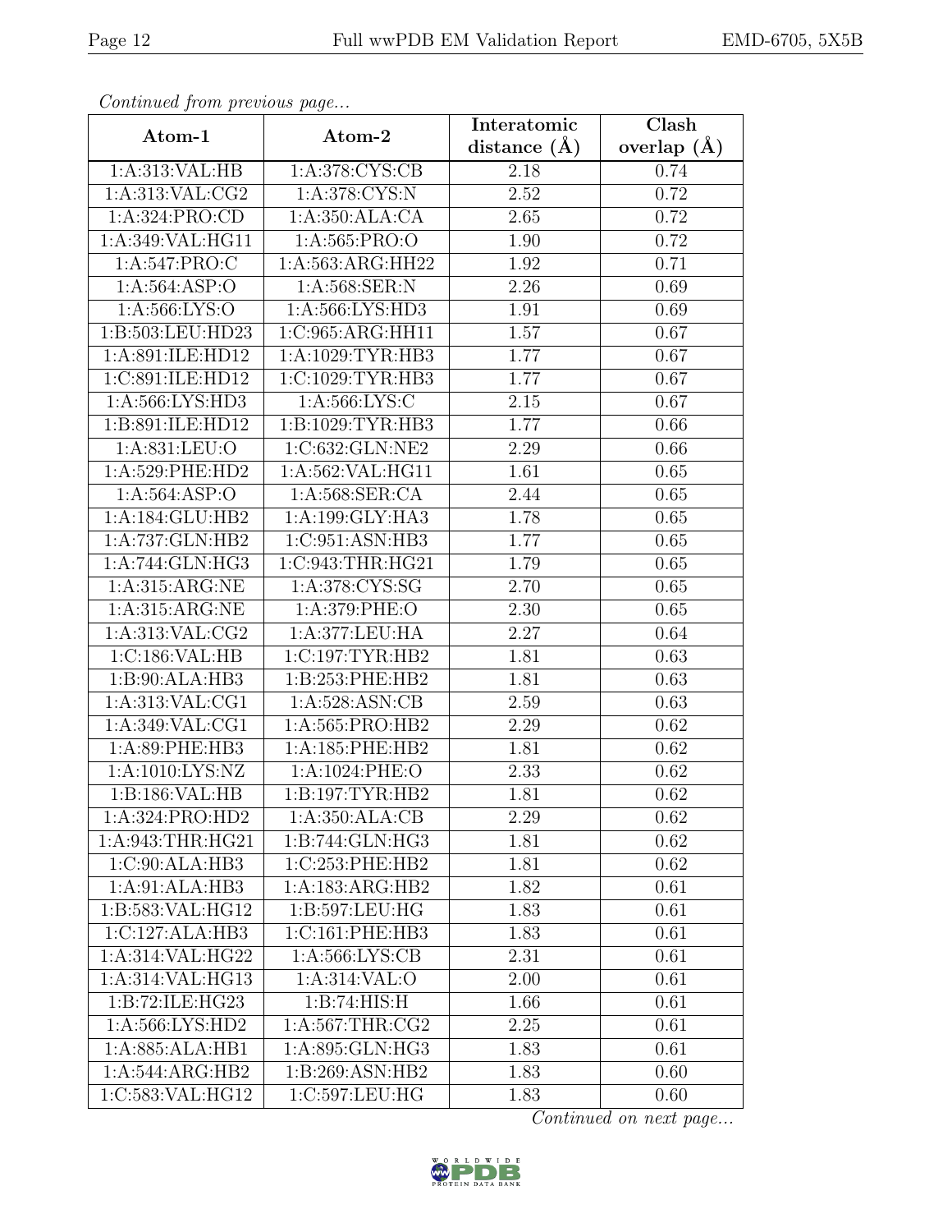*Continued from previous page...*

| Atom-1 | Atom-2 | Interatomic distance (Å) | Clash overlap (Å) |
|---|---|---|---|
| 1:A:313:VAL:HB | 1:A:378:CYS:CB | 2.18 | 0.74 |
| 1:A:313:VAL:CG2 | 1:A:378:CYS:N | 2.52 | 0.72 |
| 1:A:324:PRO:CD | 1:A:350:ALA:CA | 2.65 | 0.72 |
| 1:A:349:VAL:HG11 | 1:A:565:PRO:O | 1.90 | 0.72 |
| 1:A:547:PRO:C | 1:A:563:ARG:HH22 | 1.92 | 0.71 |
| 1:A:564:ASP:O | 1:A:568:SER:N | 2.26 | 0.69 |
| 1:A:566:LYS:O | 1:A:566:LYS:HD3 | 1.91 | 0.69 |
| 1:B:503:LEU:HD23 | 1:C:965:ARG:HH11 | 1.57 | 0.67 |
| 1:A:891:ILE:HD12 | 1:A:1029:TYR:HB3 | 1.77 | 0.67 |
| 1:C:891:ILE:HD12 | 1:C:1029:TYR:HB3 | 1.77 | 0.67 |
| 1:A:566:LYS:HD3 | 1:A:566:LYS:C | 2.15 | 0.67 |
| 1:B:891:ILE:HD12 | 1:B:1029:TYR:HB3 | 1.77 | 0.66 |
| 1:A:831:LEU:O | 1:C:632:GLN:NE2 | 2.29 | 0.66 |
| 1:A:529:PHE:HD2 | 1:A:562:VAL:HG11 | 1.61 | 0.65 |
| 1:A:564:ASP:O | 1:A:568:SER:CA | 2.44 | 0.65 |
| 1:A:184:GLU:HB2 | 1:A:199:GLY:HA3 | 1.78 | 0.65 |
| 1:A:737:GLN:HB2 | 1:C:951:ASN:HB3 | 1.77 | 0.65 |
| 1:A:744:GLN:HG3 | 1:C:943:THR:HG21 | 1.79 | 0.65 |
| 1:A:315:ARG:NE | 1:A:378:CYS:SG | 2.70 | 0.65 |
| 1:A:315:ARG:NE | 1:A:379:PHE:O | 2.30 | 0.65 |
| 1:A:313:VAL:CG2 | 1:A:377:LEU:HA | 2.27 | 0.64 |
| 1:C:186:VAL:HB | 1:C:197:TYR:HB2 | 1.81 | 0.63 |
| 1:B:90:ALA:HB3 | 1:B:253:PHE:HB2 | 1.81 | 0.63 |
| 1:A:313:VAL:CG1 | 1:A:528:ASN:CB | 2.59 | 0.63 |
| 1:A:349:VAL:CG1 | 1:A:565:PRO:HB2 | 2.29 | 0.62 |
| 1:A:89:PHE:HB3 | 1:A:185:PHE:HB2 | 1.81 | 0.62 |
| 1:A:1010:LYS:NZ | 1:A:1024:PHE:O | 2.33 | 0.62 |
| 1:B:186:VAL:HB | 1:B:197:TYR:HB2 | 1.81 | 0.62 |
| 1:A:324:PRO:HD2 | 1:A:350:ALA:CB | 2.29 | 0.62 |
| 1:A:943:THR:HG21 | 1:B:744:GLN:HG3 | 1.81 | 0.62 |
| 1:C:90:ALA:HB3 | 1:C:253:PHE:HB2 | 1.81 | 0.62 |
| 1:A:91:ALA:HB3 | 1:A:183:ARG:HB2 | 1.82 | 0.61 |
| 1:B:583:VAL:HG12 | 1:B:597:LEU:HG | 1.83 | 0.61 |
| 1:C:127:ALA:HB3 | 1:C:161:PHE:HB3 | 1.83 | 0.61 |
| 1:A:314:VAL:HG22 | 1:A:566:LYS:CB | 2.31 | 0.61 |
| 1:A:314:VAL:HG13 | 1:A:314:VAL:O | 2.00 | 0.61 |
| 1:B:72:ILE:HG23 | 1:B:74:HIS:H | 1.66 | 0.61 |
| 1:A:566:LYS:HD2 | 1:A:567:THR:CG2 | 2.25 | 0.61 |
| 1:A:885:ALA:HB1 | 1:A:895:GLN:HG3 | 1.83 | 0.61 |
| 1:A:544:ARG:HB2 | 1:B:269:ASN:HB2 | 1.83 | 0.60 |
| 1:C:583:VAL:HG12 | 1:C:597:LEU:HG | 1.83 | 0.60 |

*Continued on next page...*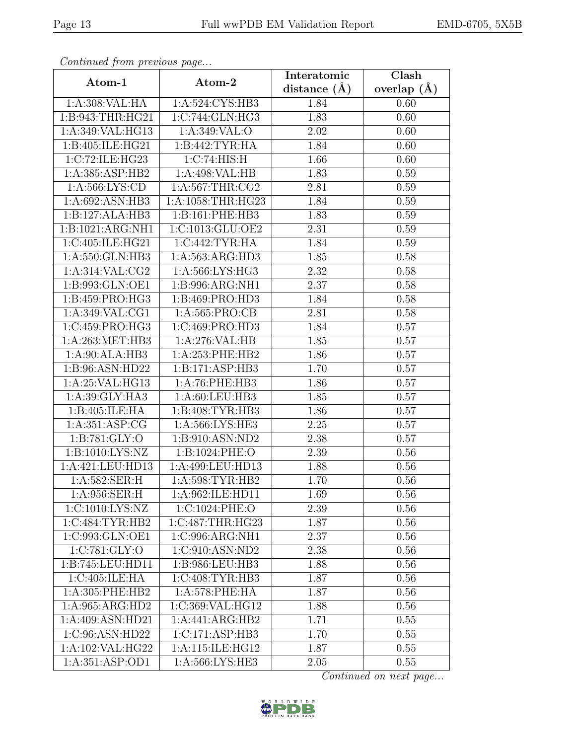*Continued from previous page...*

| Atom-1 | Atom-2 | Interatomic distance (Å) | Clash overlap (Å) |
|---|---|---|---|
| 1:A:308:VAL:HA | 1:A:524:CYS:HB3 | 1.84 | 0.60 |
| 1:B:943:THR:HG21 | 1:C:744:GLN:HG3 | 1.83 | 0.60 |
| 1:A:349:VAL:HG13 | 1:A:349:VAL:O | 2.02 | 0.60 |
| 1:B:405:ILE:HG21 | 1:B:442:TYR:HA | 1.84 | 0.60 |
| 1:C:72:ILE:HG23 | 1:C:74:HIS:H | 1.66 | 0.60 |
| 1:A:385:ASP:HB2 | 1:A:498:VAL:HB | 1.83 | 0.59 |
| 1:A:566:LYS:CD | 1:A:567:THR:CG2 | 2.81 | 0.59 |
| 1:A:692:ASN:HB3 | 1:A:1058:THR:HG23 | 1.84 | 0.59 |
| 1:B:127:ALA:HB3 | 1:B:161:PHE:HB3 | 1.83 | 0.59 |
| 1:B:1021:ARG:NH1 | 1:C:1013:GLU:OE2 | 2.31 | 0.59 |
| 1:C:405:ILE:HG21 | 1:C:442:TYR:HA | 1.84 | 0.59 |
| 1:A:550:GLN:HB3 | 1:A:563:ARG:HD3 | 1.85 | 0.58 |
| 1:A:314:VAL:CG2 | 1:A:566:LYS:HG3 | 2.32 | 0.58 |
| 1:B:993:GLN:OE1 | 1:B:996:ARG:NH1 | 2.37 | 0.58 |
| 1:B:459:PRO:HG3 | 1:B:469:PRO:HD3 | 1.84 | 0.58 |
| 1:A:349:VAL:CG1 | 1:A:565:PRO:CB | 2.81 | 0.58 |
| 1:C:459:PRO:HG3 | 1:C:469:PRO:HD3 | 1.84 | 0.57 |
| 1:A:263:MET:HB3 | 1:A:276:VAL:HB | 1.85 | 0.57 |
| 1:A:90:ALA:HB3 | 1:A:253:PHE:HB2 | 1.86 | 0.57 |
| 1:B:96:ASN:HD22 | 1:B:171:ASP:HB3 | 1.70 | 0.57 |
| 1:A:25:VAL:HG13 | 1:A:76:PHE:HB3 | 1.86 | 0.57 |
| 1:A:39:GLY:HA3 | 1:A:60:LEU:HB3 | 1.85 | 0.57 |
| 1:B:405:ILE:HA | 1:B:408:TYR:HB3 | 1.86 | 0.57 |
| 1:A:351:ASP:CG | 1:A:566:LYS:HE3 | 2.25 | 0.57 |
| 1:B:781:GLY:O | 1:B:910:ASN:ND2 | 2.38 | 0.57 |
| 1:B:1010:LYS:NZ | 1:B:1024:PHE:O | 2.39 | 0.56 |
| 1:A:421:LEU:HD13 | 1:A:499:LEU:HD13 | 1.88 | 0.56 |
| 1:A:582:SER:H | 1:A:598:TYR:HB2 | 1.70 | 0.56 |
| 1:A:956:SER:H | 1:A:962:ILE:HD11 | 1.69 | 0.56 |
| 1:C:1010:LYS:NZ | 1:C:1024:PHE:O | 2.39 | 0.56 |
| 1:C:484:TYR:HB2 | 1:C:487:THR:HG23 | 1.87 | 0.56 |
| 1:C:993:GLN:OE1 | 1:C:996:ARG:NH1 | 2.37 | 0.56 |
| 1:C:781:GLY:O | 1:C:910:ASN:ND2 | 2.38 | 0.56 |
| 1:B:745:LEU:HD11 | 1:B:986:LEU:HB3 | 1.88 | 0.56 |
| 1:C:405:ILE:HA | 1:C:408:TYR:HB3 | 1.87 | 0.56 |
| 1:A:305:PHE:HB2 | 1:A:578:PHE:HA | 1.87 | 0.56 |
| 1:A:965:ARG:HD2 | 1:C:369:VAL:HG12 | 1.88 | 0.56 |
| 1:A:409:ASN:HD21 | 1:A:441:ARG:HB2 | 1.71 | 0.55 |
| 1:C:96:ASN:HD22 | 1:C:171:ASP:HB3 | 1.70 | 0.55 |
| 1:A:102:VAL:HG22 | 1:A:115:ILE:HG12 | 1.87 | 0.55 |
| 1:A:351:ASP:OD1 | 1:A:566:LYS:HE3 | 2.05 | 0.55 |

*Continued on next page...*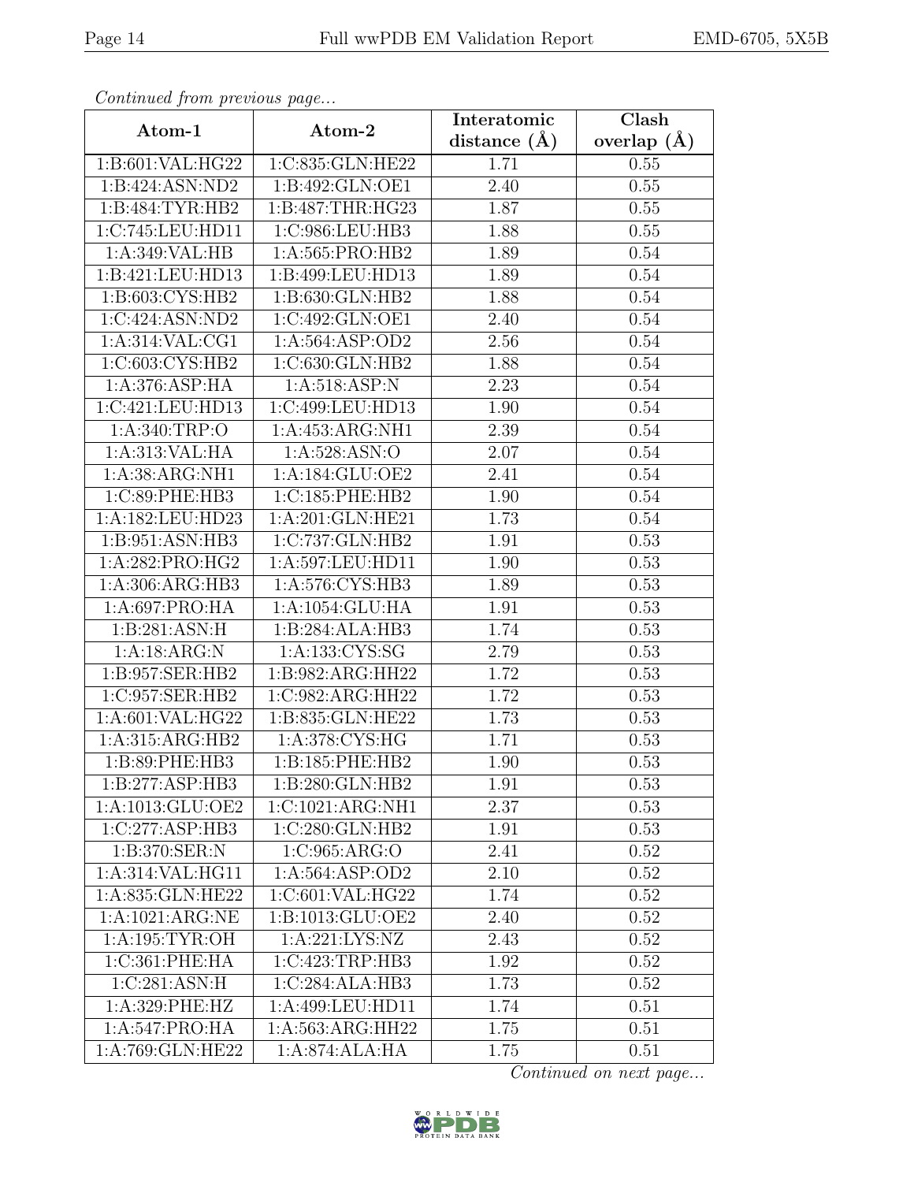*Continued from previous page...*

| Atom-1 | Atom-2 | Interatomic distance (Å) | Clash overlap (Å) |
|---|---|---|---|
| 1:B:601:VAL:HG22 | 1:C:835:GLN:HE22 | 1.71 | 0.55 |
| 1:B:424:ASN:ND2 | 1:B:492:GLN:OE1 | 2.40 | 0.55 |
| 1:B:484:TYR:HB2 | 1:B:487:THR:HG23 | 1.87 | 0.55 |
| 1:C:745:LEU:HD11 | 1:C:986:LEU:HB3 | 1.88 | 0.55 |
| 1:A:349:VAL:HB | 1:A:565:PRO:HB2 | 1.89 | 0.54 |
| 1:B:421:LEU:HD13 | 1:B:499:LEU:HD13 | 1.89 | 0.54 |
| 1:B:603:CYS:HB2 | 1:B:630:GLN:HB2 | 1.88 | 0.54 |
| 1:C:424:ASN:ND2 | 1:C:492:GLN:OE1 | 2.40 | 0.54 |
| 1:A:314:VAL:CG1 | 1:A:564:ASP:OD2 | 2.56 | 0.54 |
| 1:C:603:CYS:HB2 | 1:C:630:GLN:HB2 | 1.88 | 0.54 |
| 1:A:376:ASP:HA | 1:A:518:ASP:N | 2.23 | 0.54 |
| 1:C:421:LEU:HD13 | 1:C:499:LEU:HD13 | 1.90 | 0.54 |
| 1:A:340:TRP:O | 1:A:453:ARG:NH1 | 2.39 | 0.54 |
| 1:A:313:VAL:HA | 1:A:528:ASN:O | 2.07 | 0.54 |
| 1:A:38:ARG:NH1 | 1:A:184:GLU:OE2 | 2.41 | 0.54 |
| 1:C:89:PHE:HB3 | 1:C:185:PHE:HB2 | 1.90 | 0.54 |
| 1:A:182:LEU:HD23 | 1:A:201:GLN:HE21 | 1.73 | 0.54 |
| 1:B:951:ASN:HB3 | 1:C:737:GLN:HB2 | 1.91 | 0.53 |
| 1:A:282:PRO:HG2 | 1:A:597:LEU:HD11 | 1.90 | 0.53 |
| 1:A:306:ARG:HB3 | 1:A:576:CYS:HB3 | 1.89 | 0.53 |
| 1:A:697:PRO:HA | 1:A:1054:GLU:HA | 1.91 | 0.53 |
| 1:B:281:ASN:H | 1:B:284:ALA:HB3 | 1.74 | 0.53 |
| 1:A:18:ARG:N | 1:A:133:CYS:SG | 2.79 | 0.53 |
| 1:B:957:SER:HB2 | 1:B:982:ARG:HH22 | 1.72 | 0.53 |
| 1:C:957:SER:HB2 | 1:C:982:ARG:HH22 | 1.72 | 0.53 |
| 1:A:601:VAL:HG22 | 1:B:835:GLN:HE22 | 1.73 | 0.53 |
| 1:A:315:ARG:HB2 | 1:A:378:CYS:HG | 1.71 | 0.53 |
| 1:B:89:PHE:HB3 | 1:B:185:PHE:HB2 | 1.90 | 0.53 |
| 1:B:277:ASP:HB3 | 1:B:280:GLN:HB2 | 1.91 | 0.53 |
| 1:A:1013:GLU:OE2 | 1:C:1021:ARG:NH1 | 2.37 | 0.53 |
| 1:C:277:ASP:HB3 | 1:C:280:GLN:HB2 | 1.91 | 0.53 |
| 1:B:370:SER:N | 1:C:965:ARG:O | 2.41 | 0.52 |
| 1:A:314:VAL:HG11 | 1:A:564:ASP:OD2 | 2.10 | 0.52 |
| 1:A:835:GLN:HE22 | 1:C:601:VAL:HG22 | 1.74 | 0.52 |
| 1:A:1021:ARG:NE | 1:B:1013:GLU:OE2 | 2.40 | 0.52 |
| 1:A:195:TYR:OH | 1:A:221:LYS:NZ | 2.43 | 0.52 |
| 1:C:361:PHE:HA | 1:C:423:TRP:HB3 | 1.92 | 0.52 |
| 1:C:281:ASN:H | 1:C:284:ALA:HB3 | 1.73 | 0.52 |
| 1:A:329:PHE:HZ | 1:A:499:LEU:HD11 | 1.74 | 0.51 |
| 1:A:547:PRO:HA | 1:A:563:ARG:HH22 | 1.75 | 0.51 |
| 1:A:769:GLN:HE22 | 1:A:874:ALA:HA | 1.75 | 0.51 |

*Continued on next page...*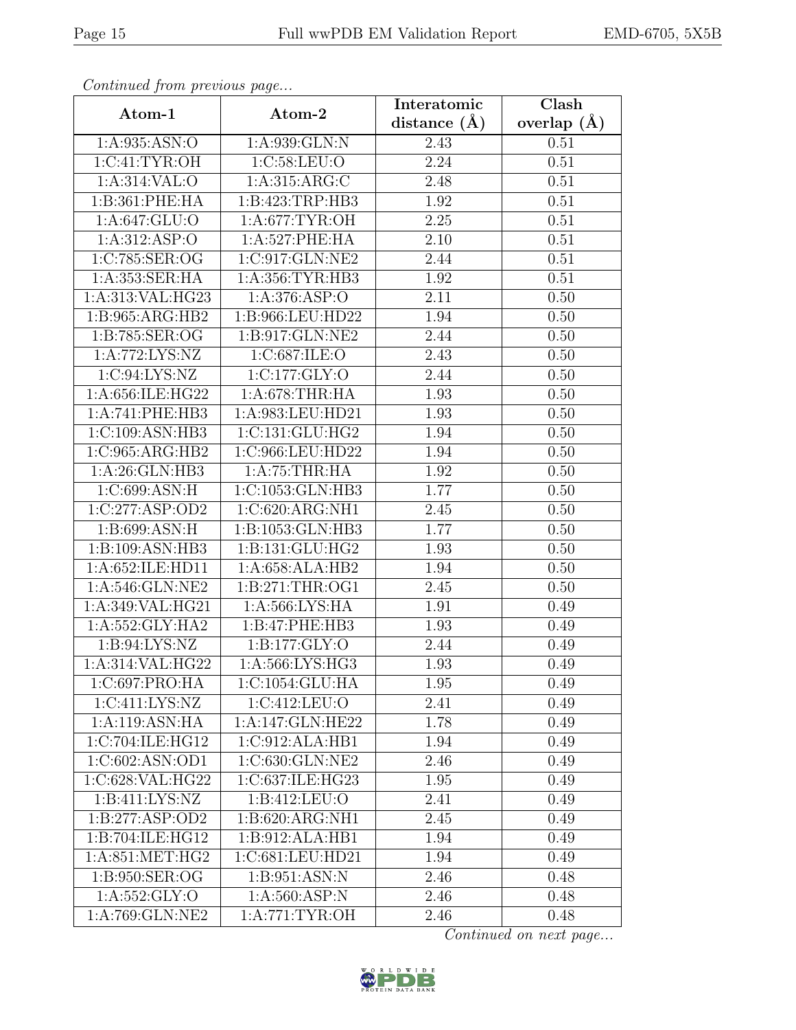*Continued from previous page...*

| Atom-1 | Atom-2 | Interatomic distance (Å) | Clash overlap (Å) |
| --- | --- | --- | --- |
| 1:A:935:ASN:O | 1:A:939:GLN:N | 2.43 | 0.51 |
| 1:C:41:TYR:OH | 1:C:58:LEU:O | 2.24 | 0.51 |
| 1:A:314:VAL:O | 1:A:315:ARG:C | 2.48 | 0.51 |
| 1:B:361:PHE:HA | 1:B:423:TRP:HB3 | 1.92 | 0.51 |
| 1:A:647:GLU:O | 1:A:677:TYR:OH | 2.25 | 0.51 |
| 1:A:312:ASP:O | 1:A:527:PHE:HA | 2.10 | 0.51 |
| 1:C:785:SER:OG | 1:C:917:GLN:NE2 | 2.44 | 0.51 |
| 1:A:353:SER:HA | 1:A:356:TYR:HB3 | 1.92 | 0.51 |
| 1:A:313:VAL:HG23 | 1:A:376:ASP:O | 2.11 | 0.50 |
| 1:B:965:ARG:HB2 | 1:B:966:LEU:HD22 | 1.94 | 0.50 |
| 1:B:785:SER:OG | 1:B:917:GLN:NE2 | 2.44 | 0.50 |
| 1:A:772:LYS:NZ | 1:C:687:ILE:O | 2.43 | 0.50 |
| 1:C:94:LYS:NZ | 1:C:177:GLY:O | 2.44 | 0.50 |
| 1:A:656:ILE:HG22 | 1:A:678:THR:HA | 1.93 | 0.50 |
| 1:A:741:PHE:HB3 | 1:A:983:LEU:HD21 | 1.93 | 0.50 |
| 1:C:109:ASN:HB3 | 1:C:131:GLU:HG2 | 1.94 | 0.50 |
| 1:C:965:ARG:HB2 | 1:C:966:LEU:HD22 | 1.94 | 0.50 |
| 1:A:26:GLN:HB3 | 1:A:75:THR:HA | 1.92 | 0.50 |
| 1:C:699:ASN:H | 1:C:1053:GLN:HB3 | 1.77 | 0.50 |
| 1:C:277:ASP:OD2 | 1:C:620:ARG:NH1 | 2.45 | 0.50 |
| 1:B:699:ASN:H | 1:B:1053:GLN:HB3 | 1.77 | 0.50 |
| 1:B:109:ASN:HB3 | 1:B:131:GLU:HG2 | 1.93 | 0.50 |
| 1:A:652:ILE:HD11 | 1:A:658:ALA:HB2 | 1.94 | 0.50 |
| 1:A:546:GLN:NE2 | 1:B:271:THR:OG1 | 2.45 | 0.50 |
| 1:A:349:VAL:HG21 | 1:A:566:LYS:HA | 1.91 | 0.49 |
| 1:A:552:GLY:HA2 | 1:B:47:PHE:HB3 | 1.93 | 0.49 |
| 1:B:94:LYS:NZ | 1:B:177:GLY:O | 2.44 | 0.49 |
| 1:A:314:VAL:HG22 | 1:A:566:LYS:HG3 | 1.93 | 0.49 |
| 1:C:697:PRO:HA | 1:C:1054:GLU:HA | 1.95 | 0.49 |
| 1:C:411:LYS:NZ | 1:C:412:LEU:O | 2.41 | 0.49 |
| 1:A:119:ASN:HA | 1:A:147:GLN:HE22 | 1.78 | 0.49 |
| 1:C:704:ILE:HG12 | 1:C:912:ALA:HB1 | 1.94 | 0.49 |
| 1:C:602:ASN:OD1 | 1:C:630:GLN:NE2 | 2.46 | 0.49 |
| 1:C:628:VAL:HG22 | 1:C:637:ILE:HG23 | 1.95 | 0.49 |
| 1:B:411:LYS:NZ | 1:B:412:LEU:O | 2.41 | 0.49 |
| 1:B:277:ASP:OD2 | 1:B:620:ARG:NH1 | 2.45 | 0.49 |
| 1:B:704:ILE:HG12 | 1:B:912:ALA:HB1 | 1.94 | 0.49 |
| 1:A:851:MET:HG2 | 1:C:681:LEU:HD21 | 1.94 | 0.49 |
| 1:B:950:SER:OG | 1:B:951:ASN:N | 2.46 | 0.48 |
| 1:A:552:GLY:O | 1:A:560:ASP:N | 2.46 | 0.48 |
| 1:A:769:GLN:NE2 | 1:A:771:TYR:OH | 2.46 | 0.48 |

*Continued on next page...*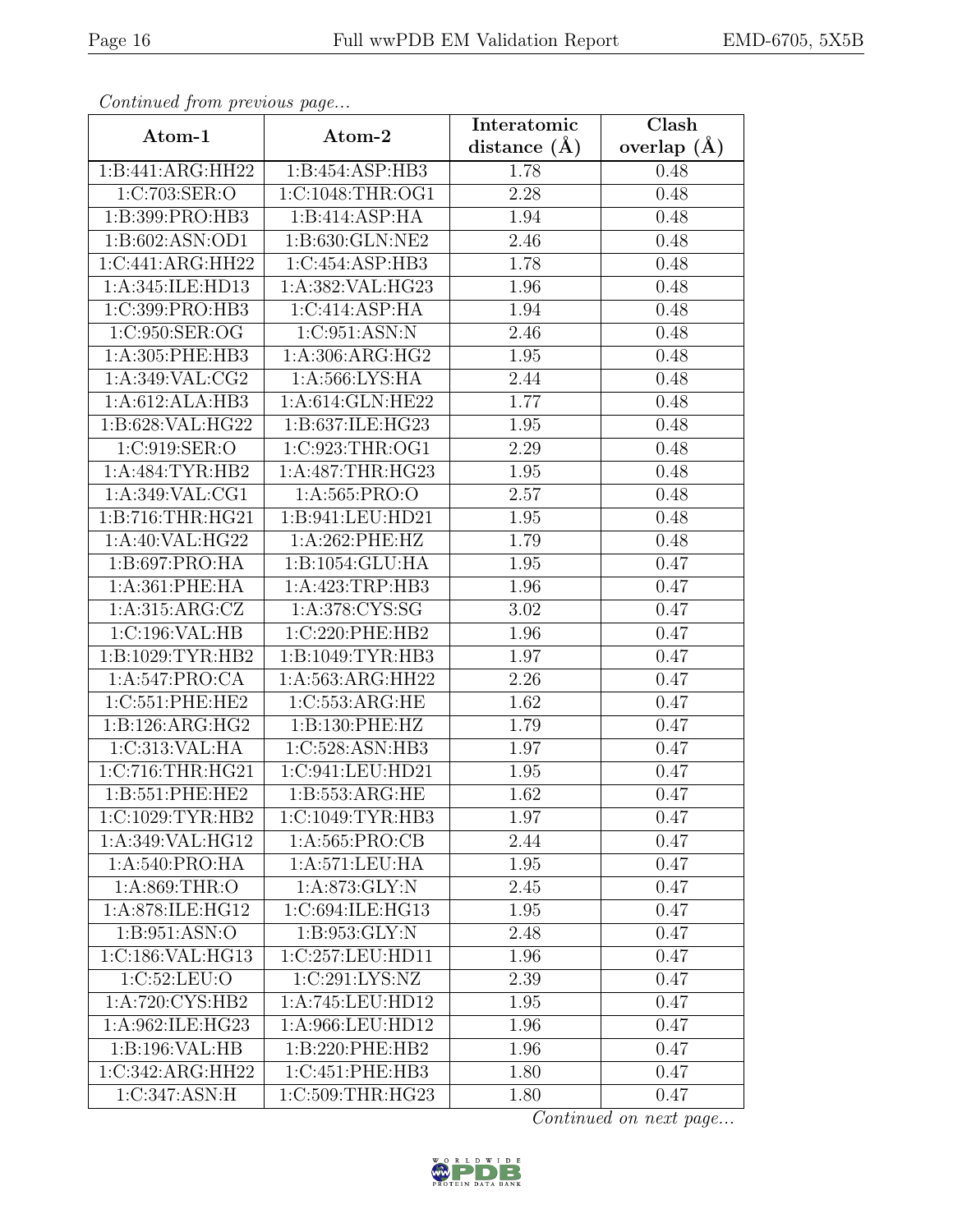*Continued from previous page...*

| Atom-1 | Atom-2 | Interatomic distance (Å) | Clash overlap (Å) |
|---|---|---|---|
| 1:B:441:ARG:HH22 | 1:B:454:ASP:HB3 | 1.78 | 0.48 |
| 1:C:703:SER:O | 1:C:1048:THR:OG1 | 2.28 | 0.48 |
| 1:B:399:PRO:HB3 | 1:B:414:ASP:HA | 1.94 | 0.48 |
| 1:B:602:ASN:OD1 | 1:B:630:GLN:NE2 | 2.46 | 0.48 |
| 1:C:441:ARG:HH22 | 1:C:454:ASP:HB3 | 1.78 | 0.48 |
| 1:A:345:ILE:HD13 | 1:A:382:VAL:HG23 | 1.96 | 0.48 |
| 1:C:399:PRO:HB3 | 1:C:414:ASP:HA | 1.94 | 0.48 |
| 1:C:950:SER:OG | 1:C:951:ASN:N | 2.46 | 0.48 |
| 1:A:305:PHE:HB3 | 1:A:306:ARG:HG2 | 1.95 | 0.48 |
| 1:A:349:VAL:CG2 | 1:A:566:LYS:HA | 2.44 | 0.48 |
| 1:A:612:ALA:HB3 | 1:A:614:GLN:HE22 | 1.77 | 0.48 |
| 1:B:628:VAL:HG22 | 1:B:637:ILE:HG23 | 1.95 | 0.48 |
| 1:C:919:SER:O | 1:C:923:THR:OG1 | 2.29 | 0.48 |
| 1:A:484:TYR:HB2 | 1:A:487:THR:HG23 | 1.95 | 0.48 |
| 1:A:349:VAL:CG1 | 1:A:565:PRO:O | 2.57 | 0.48 |
| 1:B:716:THR:HG21 | 1:B:941:LEU:HD21 | 1.95 | 0.48 |
| 1:A:40:VAL:HG22 | 1:A:262:PHE:HZ | 1.79 | 0.48 |
| 1:B:697:PRO:HA | 1:B:1054:GLU:HA | 1.95 | 0.47 |
| 1:A:361:PHE:HA | 1:A:423:TRP:HB3 | 1.96 | 0.47 |
| 1:A:315:ARG:CZ | 1:A:378:CYS:SG | 3.02 | 0.47 |
| 1:C:196:VAL:HB | 1:C:220:PHE:HB2 | 1.96 | 0.47 |
| 1:B:1029:TYR:HB2 | 1:B:1049:TYR:HB3 | 1.97 | 0.47 |
| 1:A:547:PRO:CA | 1:A:563:ARG:HH22 | 2.26 | 0.47 |
| 1:C:551:PHE:HE2 | 1:C:553:ARG:HE | 1.62 | 0.47 |
| 1:B:126:ARG:HG2 | 1:B:130:PHE:HZ | 1.79 | 0.47 |
| 1:C:313:VAL:HA | 1:C:528:ASN:HB3 | 1.97 | 0.47 |
| 1:C:716:THR:HG21 | 1:C:941:LEU:HD21 | 1.95 | 0.47 |
| 1:B:551:PHE:HE2 | 1:B:553:ARG:HE | 1.62 | 0.47 |
| 1:C:1029:TYR:HB2 | 1:C:1049:TYR:HB3 | 1.97 | 0.47 |
| 1:A:349:VAL:HG12 | 1:A:565:PRO:CB | 2.44 | 0.47 |
| 1:A:540:PRO:HA | 1:A:571:LEU:HA | 1.95 | 0.47 |
| 1:A:869:THR:O | 1:A:873:GLY:N | 2.45 | 0.47 |
| 1:A:878:ILE:HG12 | 1:C:694:ILE:HG13 | 1.95 | 0.47 |
| 1:B:951:ASN:O | 1:B:953:GLY:N | 2.48 | 0.47 |
| 1:C:186:VAL:HG13 | 1:C:257:LEU:HD11 | 1.96 | 0.47 |
| 1:C:52:LEU:O | 1:C:291:LYS:NZ | 2.39 | 0.47 |
| 1:A:720:CYS:HB2 | 1:A:745:LEU:HD12 | 1.95 | 0.47 |
| 1:A:962:ILE:HG23 | 1:A:966:LEU:HD12 | 1.96 | 0.47 |
| 1:B:196:VAL:HB | 1:B:220:PHE:HB2 | 1.96 | 0.47 |
| 1:C:342:ARG:HH22 | 1:C:451:PHE:HB3 | 1.80 | 0.47 |
| 1:C:347:ASN:H | 1:C:509:THR:HG23 | 1.80 | 0.47 |

*Continued on next page...*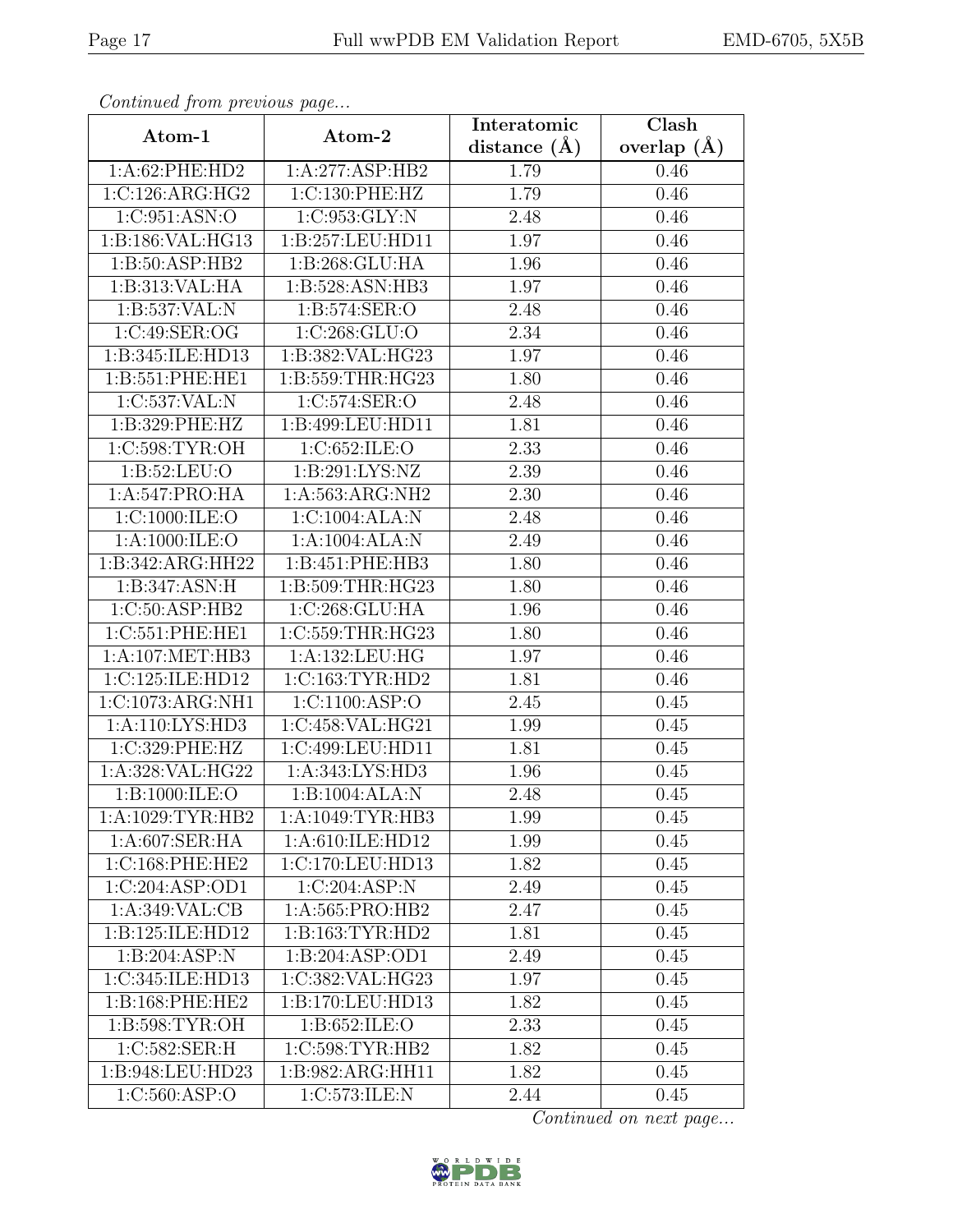*Continued from previous page...*

| Atom-1 | Atom-2 | Interatomic distance (Å) | Clash overlap (Å) |
|---|---|---|---|
| 1:A:62:PHE:HD2 | 1:A:277:ASP:HB2 | 1.79 | 0.46 |
| 1:C:126:ARG:HG2 | 1:C:130:PHE:HZ | 1.79 | 0.46 |
| 1:C:951:ASN:O | 1:C:953:GLY:N | 2.48 | 0.46 |
| 1:B:186:VAL:HG13 | 1:B:257:LEU:HD11 | 1.97 | 0.46 |
| 1:B:50:ASP:HB2 | 1:B:268:GLU:HA | 1.96 | 0.46 |
| 1:B:313:VAL:HA | 1:B:528:ASN:HB3 | 1.97 | 0.46 |
| 1:B:537:VAL:N | 1:B:574:SER:O | 2.48 | 0.46 |
| 1:C:49:SER:OG | 1:C:268:GLU:O | 2.34 | 0.46 |
| 1:B:345:ILE:HD13 | 1:B:382:VAL:HG23 | 1.97 | 0.46 |
| 1:B:551:PHE:HE1 | 1:B:559:THR:HG23 | 1.80 | 0.46 |
| 1:C:537:VAL:N | 1:C:574:SER:O | 2.48 | 0.46 |
| 1:B:329:PHE:HZ | 1:B:499:LEU:HD11 | 1.81 | 0.46 |
| 1:C:598:TYR:OH | 1:C:652:ILE:O | 2.33 | 0.46 |
| 1:B:52:LEU:O | 1:B:291:LYS:NZ | 2.39 | 0.46 |
| 1:A:547:PRO:HA | 1:A:563:ARG:NH2 | 2.30 | 0.46 |
| 1:C:1000:ILE:O | 1:C:1004:ALA:N | 2.48 | 0.46 |
| 1:A:1000:ILE:O | 1:A:1004:ALA:N | 2.49 | 0.46 |
| 1:B:342:ARG:HH22 | 1:B:451:PHE:HB3 | 1.80 | 0.46 |
| 1:B:347:ASN:H | 1:B:509:THR:HG23 | 1.80 | 0.46 |
| 1:C:50:ASP:HB2 | 1:C:268:GLU:HA | 1.96 | 0.46 |
| 1:C:551:PHE:HE1 | 1:C:559:THR:HG23 | 1.80 | 0.46 |
| 1:A:107:MET:HB3 | 1:A:132:LEU:HG | 1.97 | 0.46 |
| 1:C:125:ILE:HD12 | 1:C:163:TYR:HD2 | 1.81 | 0.46 |
| 1:C:1073:ARG:NH1 | 1:C:1100:ASP:O | 2.45 | 0.45 |
| 1:A:110:LYS:HD3 | 1:C:458:VAL:HG21 | 1.99 | 0.45 |
| 1:C:329:PHE:HZ | 1:C:499:LEU:HD11 | 1.81 | 0.45 |
| 1:A:328:VAL:HG22 | 1:A:343:LYS:HD3 | 1.96 | 0.45 |
| 1:B:1000:ILE:O | 1:B:1004:ALA:N | 2.48 | 0.45 |
| 1:A:1029:TYR:HB2 | 1:A:1049:TYR:HB3 | 1.99 | 0.45 |
| 1:A:607:SER:HA | 1:A:610:ILE:HD12 | 1.99 | 0.45 |
| 1:C:168:PHE:HE2 | 1:C:170:LEU:HD13 | 1.82 | 0.45 |
| 1:C:204:ASP:OD1 | 1:C:204:ASP:N | 2.49 | 0.45 |
| 1:A:349:VAL:CB | 1:A:565:PRO:HB2 | 2.47 | 0.45 |
| 1:B:125:ILE:HD12 | 1:B:163:TYR:HD2 | 1.81 | 0.45 |
| 1:B:204:ASP:N | 1:B:204:ASP:OD1 | 2.49 | 0.45 |
| 1:C:345:ILE:HD13 | 1:C:382:VAL:HG23 | 1.97 | 0.45 |
| 1:B:168:PHE:HE2 | 1:B:170:LEU:HD13 | 1.82 | 0.45 |
| 1:B:598:TYR:OH | 1:B:652:ILE:O | 2.33 | 0.45 |
| 1:C:582:SER:H | 1:C:598:TYR:HB2 | 1.82 | 0.45 |
| 1:B:948:LEU:HD23 | 1:B:982:ARG:HH11 | 1.82 | 0.45 |
| 1:C:560:ASP:O | 1:C:573:ILE:N | 2.44 | 0.45 |

*Continued on next page...*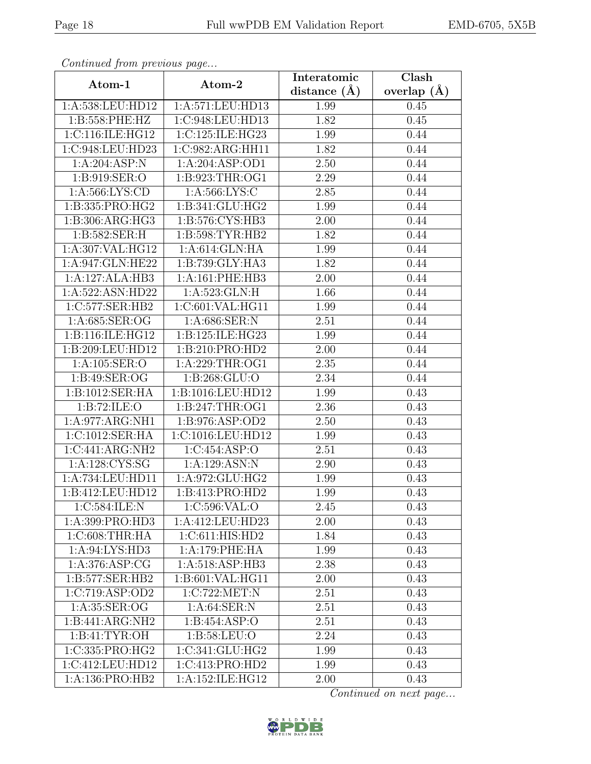*Continued from previous page...*

| Atom-1 | Atom-2 | Interatomic distance (Å) | Clash overlap (Å) |
|---|---|---|---|
| 1:A:538:LEU:HD12 | 1:A:571:LEU:HD13 | 1.99 | 0.45 |
| 1:B:558:PHE:HZ | 1:C:948:LEU:HD13 | 1.82 | 0.45 |
| 1:C:116:ILE:HG12 | 1:C:125:ILE:HG23 | 1.99 | 0.44 |
| 1:C:948:LEU:HD23 | 1:C:982:ARG:HH11 | 1.82 | 0.44 |
| 1:A:204:ASP:N | 1:A:204:ASP:OD1 | 2.50 | 0.44 |
| 1:B:919:SER:O | 1:B:923:THR:OG1 | 2.29 | 0.44 |
| 1:A:566:LYS:CD | 1:A:566:LYS:C | 2.85 | 0.44 |
| 1:B:335:PRO:HG2 | 1:B:341:GLU:HG2 | 1.99 | 0.44 |
| 1:B:306:ARG:HG3 | 1:B:576:CYS:HB3 | 2.00 | 0.44 |
| 1:B:582:SER:H | 1:B:598:TYR:HB2 | 1.82 | 0.44 |
| 1:A:307:VAL:HG12 | 1:A:614:GLN:HA | 1.99 | 0.44 |
| 1:A:947:GLN:HE22 | 1:B:739:GLY:HA3 | 1.82 | 0.44 |
| 1:A:127:ALA:HB3 | 1:A:161:PHE:HB3 | 2.00 | 0.44 |
| 1:A:522:ASN:HD22 | 1:A:523:GLN:H | 1.66 | 0.44 |
| 1:C:577:SER:HB2 | 1:C:601:VAL:HG11 | 1.99 | 0.44 |
| 1:A:685:SER:OG | 1:A:686:SER:N | 2.51 | 0.44 |
| 1:B:116:ILE:HG12 | 1:B:125:ILE:HG23 | 1.99 | 0.44 |
| 1:B:209:LEU:HD12 | 1:B:210:PRO:HD2 | 2.00 | 0.44 |
| 1:A:105:SER:O | 1:A:229:THR:OG1 | 2.35 | 0.44 |
| 1:B:49:SER:OG | 1:B:268:GLU:O | 2.34 | 0.44 |
| 1:B:1012:SER:HA | 1:B:1016:LEU:HD12 | 1.99 | 0.43 |
| 1:B:72:ILE:O | 1:B:247:THR:OG1 | 2.36 | 0.43 |
| 1:A:977:ARG:NH1 | 1:B:976:ASP:OD2 | 2.50 | 0.43 |
| 1:C:1012:SER:HA | 1:C:1016:LEU:HD12 | 1.99 | 0.43 |
| 1:C:441:ARG:NH2 | 1:C:454:ASP:O | 2.51 | 0.43 |
| 1:A:128:CYS:SG | 1:A:129:ASN:N | 2.90 | 0.43 |
| 1:A:734:LEU:HD11 | 1:A:972:GLU:HG2 | 1.99 | 0.43 |
| 1:B:412:LEU:HD12 | 1:B:413:PRO:HD2 | 1.99 | 0.43 |
| 1:C:584:ILE:N | 1:C:596:VAL:O | 2.45 | 0.43 |
| 1:A:399:PRO:HD3 | 1:A:412:LEU:HD23 | 2.00 | 0.43 |
| 1:C:608:THR:HA | 1:C:611:HIS:HD2 | 1.84 | 0.43 |
| 1:A:94:LYS:HD3 | 1:A:179:PHE:HA | 1.99 | 0.43 |
| 1:A:376:ASP:CG | 1:A:518:ASP:HB3 | 2.38 | 0.43 |
| 1:B:577:SER:HB2 | 1:B:601:VAL:HG11 | 2.00 | 0.43 |
| 1:C:719:ASP:OD2 | 1:C:722:MET:N | 2.51 | 0.43 |
| 1:A:35:SER:OG | 1:A:64:SER:N | 2.51 | 0.43 |
| 1:B:441:ARG:NH2 | 1:B:454:ASP:O | 2.51 | 0.43 |
| 1:B:41:TYR:OH | 1:B:58:LEU:O | 2.24 | 0.43 |
| 1:C:335:PRO:HG2 | 1:C:341:GLU:HG2 | 1.99 | 0.43 |
| 1:C:412:LEU:HD12 | 1:C:413:PRO:HD2 | 1.99 | 0.43 |
| 1:A:136:PRO:HB2 | 1:A:152:ILE:HG12 | 2.00 | 0.43 |

*Continued on next page...*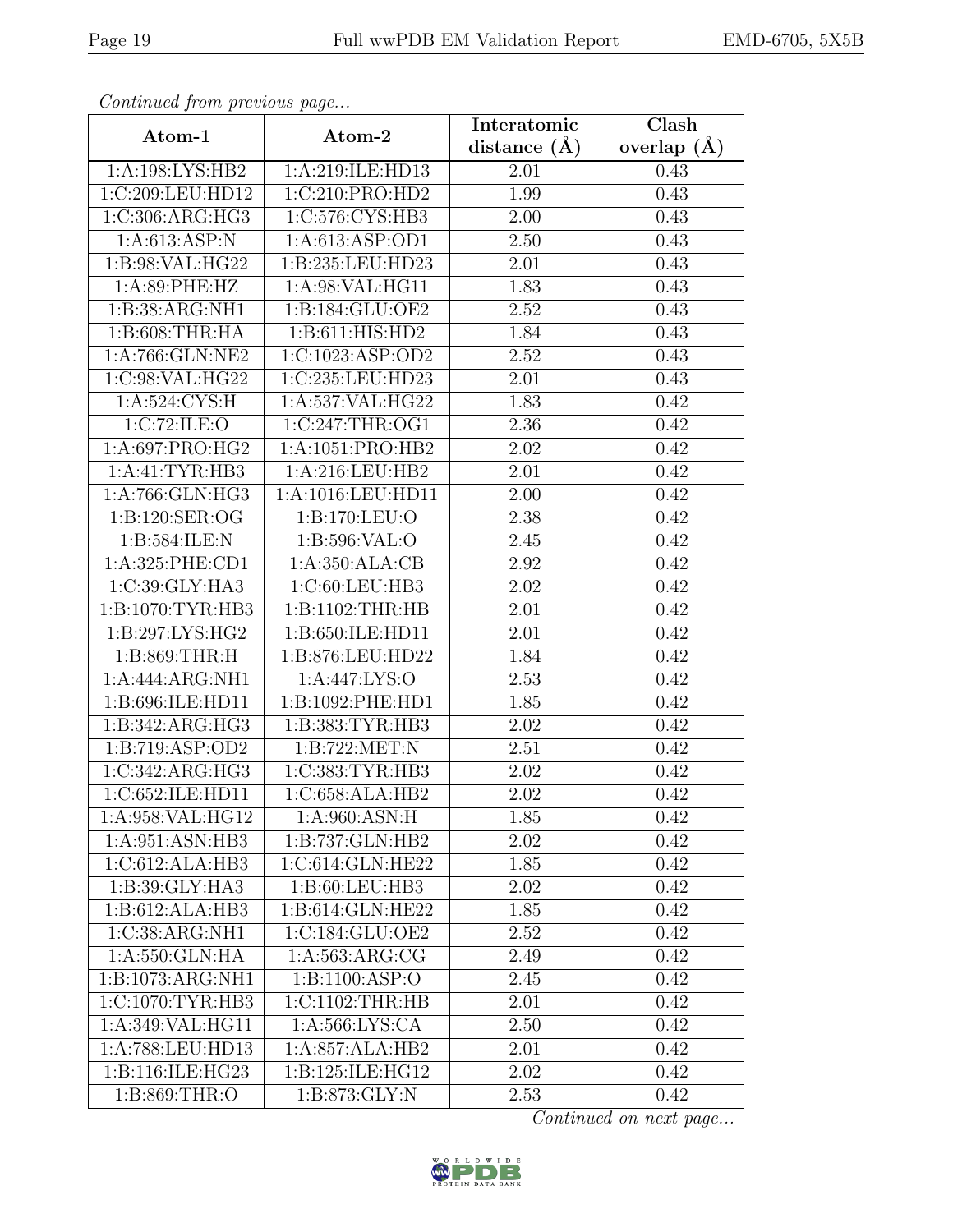*Continued from previous page...*

| Atom-1 | Atom-2 | Interatomic distance (Å) | Clash overlap (Å) |
|---|---|---|---|
| 1:A:198:LYS:HB2 | 1:A:219:ILE:HD13 | 2.01 | 0.43 |
| 1:C:209:LEU:HD12 | 1:C:210:PRO:HD2 | 1.99 | 0.43 |
| 1:C:306:ARG:HG3 | 1:C:576:CYS:HB3 | 2.00 | 0.43 |
| 1:A:613:ASP:N | 1:A:613:ASP:OD1 | 2.50 | 0.43 |
| 1:B:98:VAL:HG22 | 1:B:235:LEU:HD23 | 2.01 | 0.43 |
| 1:A:89:PHE:HZ | 1:A:98:VAL:HG11 | 1.83 | 0.43 |
| 1:B:38:ARG:NH1 | 1:B:184:GLU:OE2 | 2.52 | 0.43 |
| 1:B:608:THR:HA | 1:B:611:HIS:HD2 | 1.84 | 0.43 |
| 1:A:766:GLN:NE2 | 1:C:1023:ASP:OD2 | 2.52 | 0.43 |
| 1:C:98:VAL:HG22 | 1:C:235:LEU:HD23 | 2.01 | 0.43 |
| 1:A:524:CYS:H | 1:A:537:VAL:HG22 | 1.83 | 0.42 |
| 1:C:72:ILE:O | 1:C:247:THR:OG1 | 2.36 | 0.42 |
| 1:A:697:PRO:HG2 | 1:A:1051:PRO:HB2 | 2.02 | 0.42 |
| 1:A:41:TYR:HB3 | 1:A:216:LEU:HB2 | 2.01 | 0.42 |
| 1:A:766:GLN:HG3 | 1:A:1016:LEU:HD11 | 2.00 | 0.42 |
| 1:B:120:SER:OG | 1:B:170:LEU:O | 2.38 | 0.42 |
| 1:B:584:ILE:N | 1:B:596:VAL:O | 2.45 | 0.42 |
| 1:A:325:PHE:CD1 | 1:A:350:ALA:CB | 2.92 | 0.42 |
| 1:C:39:GLY:HA3 | 1:C:60:LEU:HB3 | 2.02 | 0.42 |
| 1:B:1070:TYR:HB3 | 1:B:1102:THR:HB | 2.01 | 0.42 |
| 1:B:297:LYS:HG2 | 1:B:650:ILE:HD11 | 2.01 | 0.42 |
| 1:B:869:THR:H | 1:B:876:LEU:HD22 | 1.84 | 0.42 |
| 1:A:444:ARG:NH1 | 1:A:447:LYS:O | 2.53 | 0.42 |
| 1:B:696:ILE:HD11 | 1:B:1092:PHE:HD1 | 1.85 | 0.42 |
| 1:B:342:ARG:HG3 | 1:B:383:TYR:HB3 | 2.02 | 0.42 |
| 1:B:719:ASP:OD2 | 1:B:722:MET:N | 2.51 | 0.42 |
| 1:C:342:ARG:HG3 | 1:C:383:TYR:HB3 | 2.02 | 0.42 |
| 1:C:652:ILE:HD11 | 1:C:658:ALA:HB2 | 2.02 | 0.42 |
| 1:A:958:VAL:HG12 | 1:A:960:ASN:H | 1.85 | 0.42 |
| 1:A:951:ASN:HB3 | 1:B:737:GLN:HB2 | 2.02 | 0.42 |
| 1:C:612:ALA:HB3 | 1:C:614:GLN:HE22 | 1.85 | 0.42 |
| 1:B:39:GLY:HA3 | 1:B:60:LEU:HB3 | 2.02 | 0.42 |
| 1:B:612:ALA:HB3 | 1:B:614:GLN:HE22 | 1.85 | 0.42 |
| 1:C:38:ARG:NH1 | 1:C:184:GLU:OE2 | 2.52 | 0.42 |
| 1:A:550:GLN:HA | 1:A:563:ARG:CG | 2.49 | 0.42 |
| 1:B:1073:ARG:NH1 | 1:B:1100:ASP:O | 2.45 | 0.42 |
| 1:C:1070:TYR:HB3 | 1:C:1102:THR:HB | 2.01 | 0.42 |
| 1:A:349:VAL:HG11 | 1:A:566:LYS:CA | 2.50 | 0.42 |
| 1:A:788:LEU:HD13 | 1:A:857:ALA:HB2 | 2.01 | 0.42 |
| 1:B:116:ILE:HG23 | 1:B:125:ILE:HG12 | 2.02 | 0.42 |
| 1:B:869:THR:O | 1:B:873:GLY:N | 2.53 | 0.42 |

*Continued on next page...*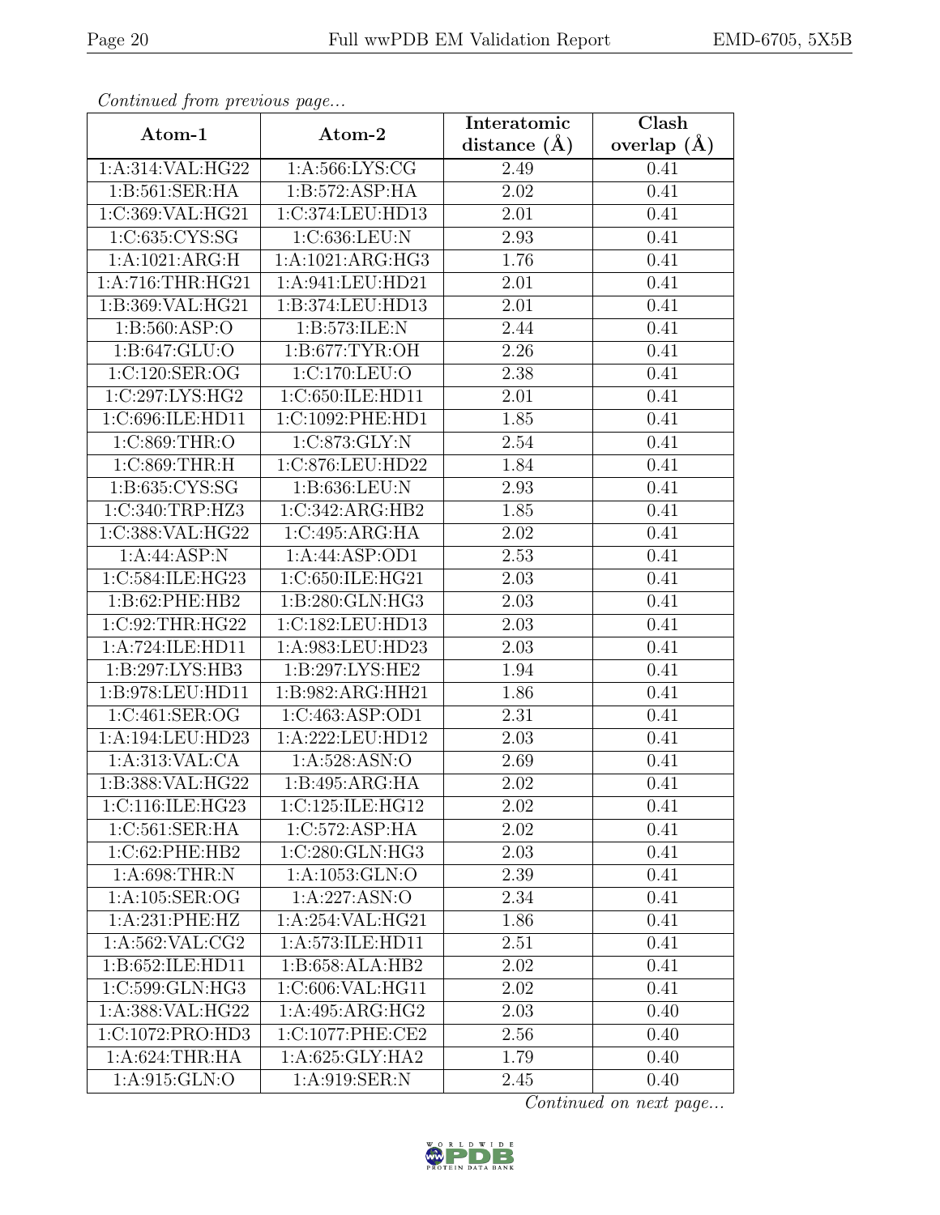*Continued from previous page...*

| Atom-1 | Atom-2 | Interatomic distance (Å) | Clash overlap (Å) |
|---|---|---|---|
| 1:A:314:VAL:HG22 | 1:A:566:LYS:CG | 2.49 | 0.41 |
| 1:B:561:SER:HA | 1:B:572:ASP:HA | 2.02 | 0.41 |
| 1:C:369:VAL:HG21 | 1:C:374:LEU:HD13 | 2.01 | 0.41 |
| 1:C:635:CYS:SG | 1:C:636:LEU:N | 2.93 | 0.41 |
| 1:A:1021:ARG:H | 1:A:1021:ARG:HG3 | 1.76 | 0.41 |
| 1:A:716:THR:HG21 | 1:A:941:LEU:HD21 | 2.01 | 0.41 |
| 1:B:369:VAL:HG21 | 1:B:374:LEU:HD13 | 2.01 | 0.41 |
| 1:B:560:ASP:O | 1:B:573:ILE:N | 2.44 | 0.41 |
| 1:B:647:GLU:O | 1:B:677:TYR:OH | 2.26 | 0.41 |
| 1:C:120:SER:OG | 1:C:170:LEU:O | 2.38 | 0.41 |
| 1:C:297:LYS:HG2 | 1:C:650:ILE:HD11 | 2.01 | 0.41 |
| 1:C:696:ILE:HD11 | 1:C:1092:PHE:HD1 | 1.85 | 0.41 |
| 1:C:869:THR:O | 1:C:873:GLY:N | 2.54 | 0.41 |
| 1:C:869:THR:H | 1:C:876:LEU:HD22 | 1.84 | 0.41 |
| 1:B:635:CYS:SG | 1:B:636:LEU:N | 2.93 | 0.41 |
| 1:C:340:TRP:HZ3 | 1:C:342:ARG:HB2 | 1.85 | 0.41 |
| 1:C:388:VAL:HG22 | 1:C:495:ARG:HA | 2.02 | 0.41 |
| 1:A:44:ASP:N | 1:A:44:ASP:OD1 | 2.53 | 0.41 |
| 1:C:584:ILE:HG23 | 1:C:650:ILE:HG21 | 2.03 | 0.41 |
| 1:B:62:PHE:HB2 | 1:B:280:GLN:HG3 | 2.03 | 0.41 |
| 1:C:92:THR:HG22 | 1:C:182:LEU:HD13 | 2.03 | 0.41 |
| 1:A:724:ILE:HD11 | 1:A:983:LEU:HD23 | 2.03 | 0.41 |
| 1:B:297:LYS:HB3 | 1:B:297:LYS:HE2 | 1.94 | 0.41 |
| 1:B:978:LEU:HD11 | 1:B:982:ARG:HH21 | 1.86 | 0.41 |
| 1:C:461:SER:OG | 1:C:463:ASP:OD1 | 2.31 | 0.41 |
| 1:A:194:LEU:HD23 | 1:A:222:LEU:HD12 | 2.03 | 0.41 |
| 1:A:313:VAL:CA | 1:A:528:ASN:O | 2.69 | 0.41 |
| 1:B:388:VAL:HG22 | 1:B:495:ARG:HA | 2.02 | 0.41 |
| 1:C:116:ILE:HG23 | 1:C:125:ILE:HG12 | 2.02 | 0.41 |
| 1:C:561:SER:HA | 1:C:572:ASP:HA | 2.02 | 0.41 |
| 1:C:62:PHE:HB2 | 1:C:280:GLN:HG3 | 2.03 | 0.41 |
| 1:A:698:THR:N | 1:A:1053:GLN:O | 2.39 | 0.41 |
| 1:A:105:SER:OG | 1:A:227:ASN:O | 2.34 | 0.41 |
| 1:A:231:PHE:HZ | 1:A:254:VAL:HG21 | 1.86 | 0.41 |
| 1:A:562:VAL:CG2 | 1:A:573:ILE:HD11 | 2.51 | 0.41 |
| 1:B:652:ILE:HD11 | 1:B:658:ALA:HB2 | 2.02 | 0.41 |
| 1:C:599:GLN:HG3 | 1:C:606:VAL:HG11 | 2.02 | 0.41 |
| 1:A:388:VAL:HG22 | 1:A:495:ARG:HG2 | 2.03 | 0.40 |
| 1:C:1072:PRO:HD3 | 1:C:1077:PHE:CE2 | 2.56 | 0.40 |
| 1:A:624:THR:HA | 1:A:625:GLY:HA2 | 1.79 | 0.40 |
| 1:A:915:GLN:O | 1:A:919:SER:N | 2.45 | 0.40 |

*Continued on next page...*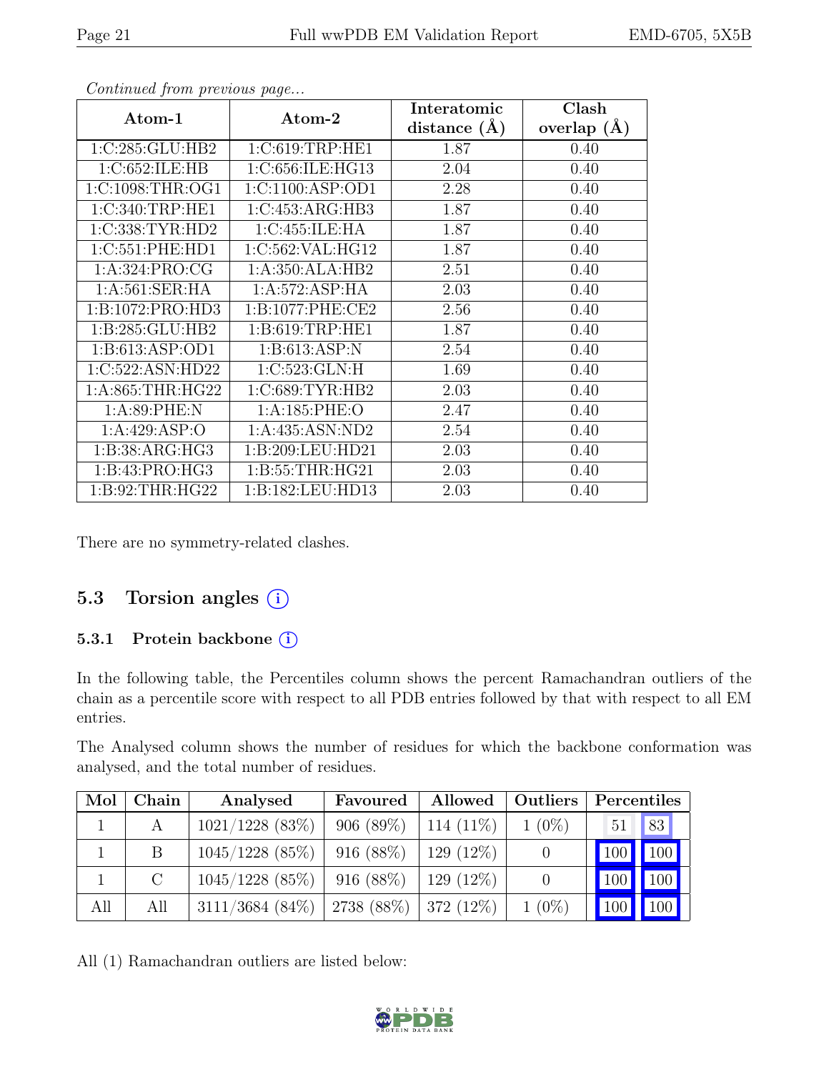*Continued from previous page...*

| Atom-1 | Atom-2 | Interatomic distance (Å) | Clash overlap (Å) |
|---|---|---|---|
| 1:C:285:GLU:HB2 | 1:C:619:TRP:HE1 | 1.87 | 0.40 |
| 1:C:652:ILE:HB | 1:C:656:ILE:HG13 | 2.04 | 0.40 |
| 1:C:1098:THR:OG1 | 1:C:1100:ASP:OD1 | 2.28 | 0.40 |
| 1:C:340:TRP:HE1 | 1:C:453:ARG:HB3 | 1.87 | 0.40 |
| 1:C:338:TYR:HD2 | 1:C:455:ILE:HA | 1.87 | 0.40 |
| 1:C:551:PHE:HD1 | 1:C:562:VAL:HG12 | 1.87 | 0.40 |
| 1:A:324:PRO:CG | 1:A:350:ALA:HB2 | 2.51 | 0.40 |
| 1:A:561:SER:HA | 1:A:572:ASP:HA | 2.03 | 0.40 |
| 1:B:1072:PRO:HD3 | 1:B:1077:PHE:CE2 | 2.56 | 0.40 |
| 1:B:285:GLU:HB2 | 1:B:619:TRP:HE1 | 1.87 | 0.40 |
| 1:B:613:ASP:OD1 | 1:B:613:ASP:N | 2.54 | 0.40 |
| 1:C:522:ASN:HD22 | 1:C:523:GLN:H | 1.69 | 0.40 |
| 1:A:865:THR:HG22 | 1:C:689:TYR:HB2 | 2.03 | 0.40 |
| 1:A:89:PHE:N | 1:A:185:PHE:O | 2.47 | 0.40 |
| 1:A:429:ASP:O | 1:A:435:ASN:ND2 | 2.54 | 0.40 |
| 1:B:38:ARG:HG3 | 1:B:209:LEU:HD21 | 2.03 | 0.40 |
| 1:B:43:PRO:HG3 | 1:B:55:THR:HG21 | 2.03 | 0.40 |
| 1:B:92:THR:HG22 | 1:B:182:LEU:HD13 | 2.03 | 0.40 |

There are no symmetry-related clashes.

## 5.3 Torsion angles

### 5.3.1 Protein backbone

In the following table, the Percentiles column shows the percent Ramachandran outliers of the chain as a percentile score with respect to all PDB entries followed by that with respect to all EM entries.

The Analysed column shows the number of residues for which the backbone conformation was analysed, and the total number of residues.

| Mol | Chain | Analysed | Favoured | Allowed | Outliers | Percentiles | |
|---|---|---|---|---|---|---|---|
| 1 | A | 1021/1228 (83%) | 906 (89%) | 114 (11%) | 1 (0%) | 51 | 83 |
| 1 | B | 1045/1228 (85%) | 916 (88%) | 129 (12%) | 0 | 100 | 100 |
| 1 | C | 1045/1228 (85%) | 916 (88%) | 129 (12%) | 0 | 100 | 100 |
| All | All | 3111/3684 (84%) | 2738 (88%) | 372 (12%) | 1 (0%) | 100 | 100 |

All (1) Ramachandran outliers are listed below: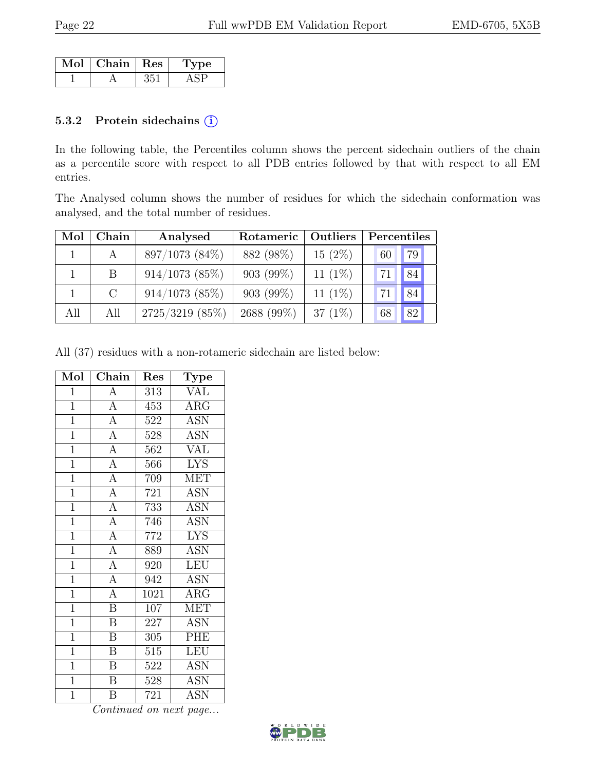| Mol | Chain | Res | Type |
| --- | --- | --- | --- |
| 1 | A | 351 | ASP |

### 5.3.2 Protein sidechains (i)

In the following table, the Percentiles column shows the percent sidechain outliers of the chain as a percentile score with respect to all PDB entries followed by that with respect to all EM entries.

The Analysed column shows the number of residues for which the sidechain conformation was analysed, and the total number of residues.

| Mol | Chain | Analysed | Rotameric | Outliers | Percentiles | |
| --- | --- | --- | --- | --- | --- | --- |
| 1 | A | 897/1073 (84%) | 882 (98%) | 15 (2%) | 60 | 79 |
| 1 | B | 914/1073 (85%) | 903 (99%) | 11 (1%) | 71 | 84 |
| 1 | C | 914/1073 (85%) | 903 (99%) | 11 (1%) | 71 | 84 |
| All | All | 2725/3219 (85%) | 2688 (99%) | 37 (1%) | 68 | 82 |

All (37) residues with a non-rotameric sidechain are listed below:

| Mol | Chain | Res | Type |
| --- | --- | --- | --- |
| 1 | A | 313 | VAL |
| 1 | A | 453 | ARG |
| 1 | A | 522 | ASN |
| 1 | A | 528 | ASN |
| 1 | A | 562 | VAL |
| 1 | A | 566 | LYS |
| 1 | A | 709 | MET |
| 1 | A | 721 | ASN |
| 1 | A | 733 | ASN |
| 1 | A | 746 | ASN |
| 1 | A | 772 | LYS |
| 1 | A | 889 | ASN |
| 1 | A | 920 | LEU |
| 1 | A | 942 | ASN |
| 1 | A | 1021 | ARG |
| 1 | B | 107 | MET |
| 1 | B | 227 | ASN |
| 1 | B | 305 | PHE |
| 1 | B | 515 | LEU |
| 1 | B | 522 | ASN |
| 1 | B | 528 | ASN |
| 1 | B | 721 | ASN |

*Continued on next page...*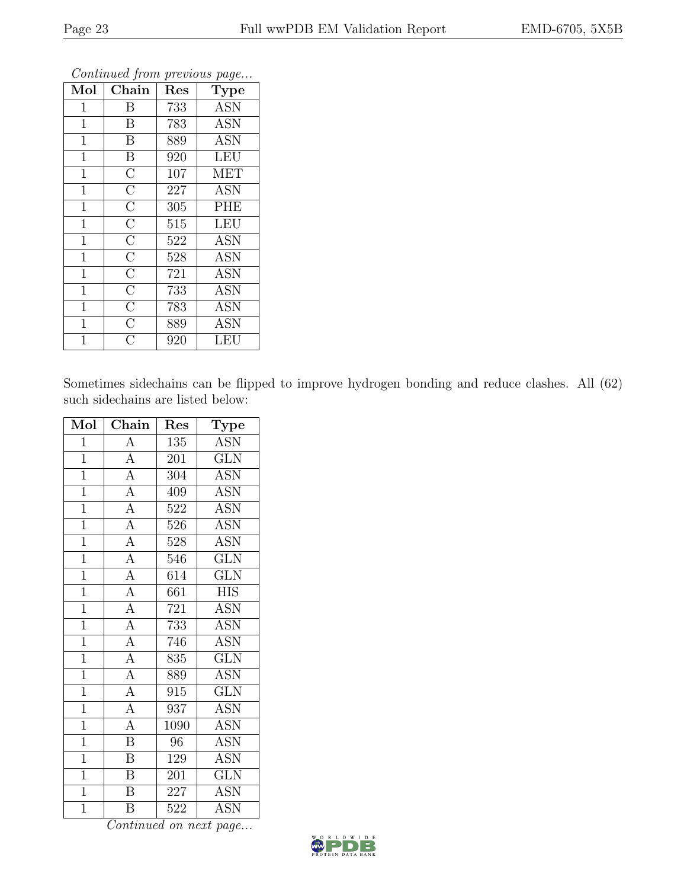*Continued from previous page...*

| Mol | Chain | Res | Type |
|---|---|---|---|
| 1 | B | 733 | ASN |
| 1 | B | 783 | ASN |
| 1 | B | 889 | ASN |
| 1 | B | 920 | LEU |
| 1 | C | 107 | MET |
| 1 | C | 227 | ASN |
| 1 | C | 305 | PHE |
| 1 | C | 515 | LEU |
| 1 | C | 522 | ASN |
| 1 | C | 528 | ASN |
| 1 | C | 721 | ASN |
| 1 | C | 733 | ASN |
| 1 | C | 783 | ASN |
| 1 | C | 889 | ASN |
| 1 | C | 920 | LEU |

Sometimes sidechains can be flipped to improve hydrogen bonding and reduce clashes. All (62) such sidechains are listed below:

| Mol | Chain | Res | Type |
|---|---|---|---|
| 1 | A | 135 | ASN |
| 1 | A | 201 | GLN |
| 1 | A | 304 | ASN |
| 1 | A | 409 | ASN |
| 1 | A | 522 | ASN |
| 1 | A | 526 | ASN |
| 1 | A | 528 | ASN |
| 1 | A | 546 | GLN |
| 1 | A | 614 | GLN |
| 1 | A | 661 | HIS |
| 1 | A | 721 | ASN |
| 1 | A | 733 | ASN |
| 1 | A | 746 | ASN |
| 1 | A | 835 | GLN |
| 1 | A | 889 | ASN |
| 1 | A | 915 | GLN |
| 1 | A | 937 | ASN |
| 1 | A | 1090 | ASN |
| 1 | B | 96 | ASN |
| 1 | B | 129 | ASN |
| 1 | B | 201 | GLN |
| 1 | B | 227 | ASN |
| 1 | B | 522 | ASN |

*Continued on next page...*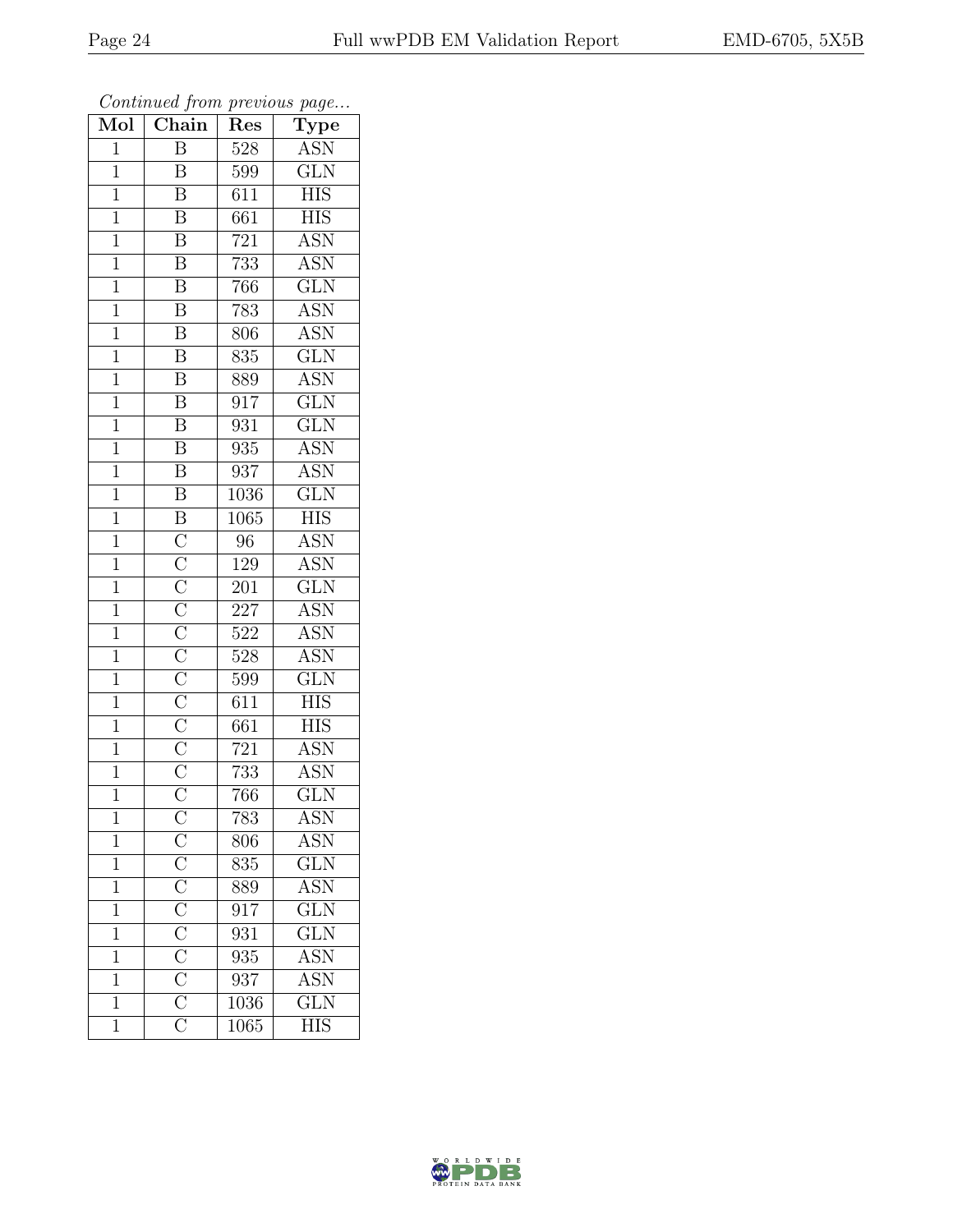*Continued from previous page...*

| Mol | Chain | Res | Type |
|---|---|---|---|
| 1 | B | 528 | ASN |
| 1 | B | 599 | GLN |
| 1 | B | 611 | HIS |
| 1 | B | 661 | HIS |
| 1 | B | 721 | ASN |
| 1 | B | 733 | ASN |
| 1 | B | 766 | GLN |
| 1 | B | 783 | ASN |
| 1 | B | 806 | ASN |
| 1 | B | 835 | GLN |
| 1 | B | 889 | ASN |
| 1 | B | 917 | GLN |
| 1 | B | 931 | GLN |
| 1 | B | 935 | ASN |
| 1 | B | 937 | ASN |
| 1 | B | 1036 | GLN |
| 1 | B | 1065 | HIS |
| 1 | C | 96 | ASN |
| 1 | C | 129 | ASN |
| 1 | C | 201 | GLN |
| 1 | C | 227 | ASN |
| 1 | C | 522 | ASN |
| 1 | C | 528 | ASN |
| 1 | C | 599 | GLN |
| 1 | C | 611 | HIS |
| 1 | C | 661 | HIS |
| 1 | C | 721 | ASN |
| 1 | C | 733 | ASN |
| 1 | C | 766 | GLN |
| 1 | C | 783 | ASN |
| 1 | C | 806 | ASN |
| 1 | C | 835 | GLN |
| 1 | C | 889 | ASN |
| 1 | C | 917 | GLN |
| 1 | C | 931 | GLN |
| 1 | C | 935 | ASN |
| 1 | C | 937 | ASN |
| 1 | C | 1036 | GLN |
| 1 | C | 1065 | HIS |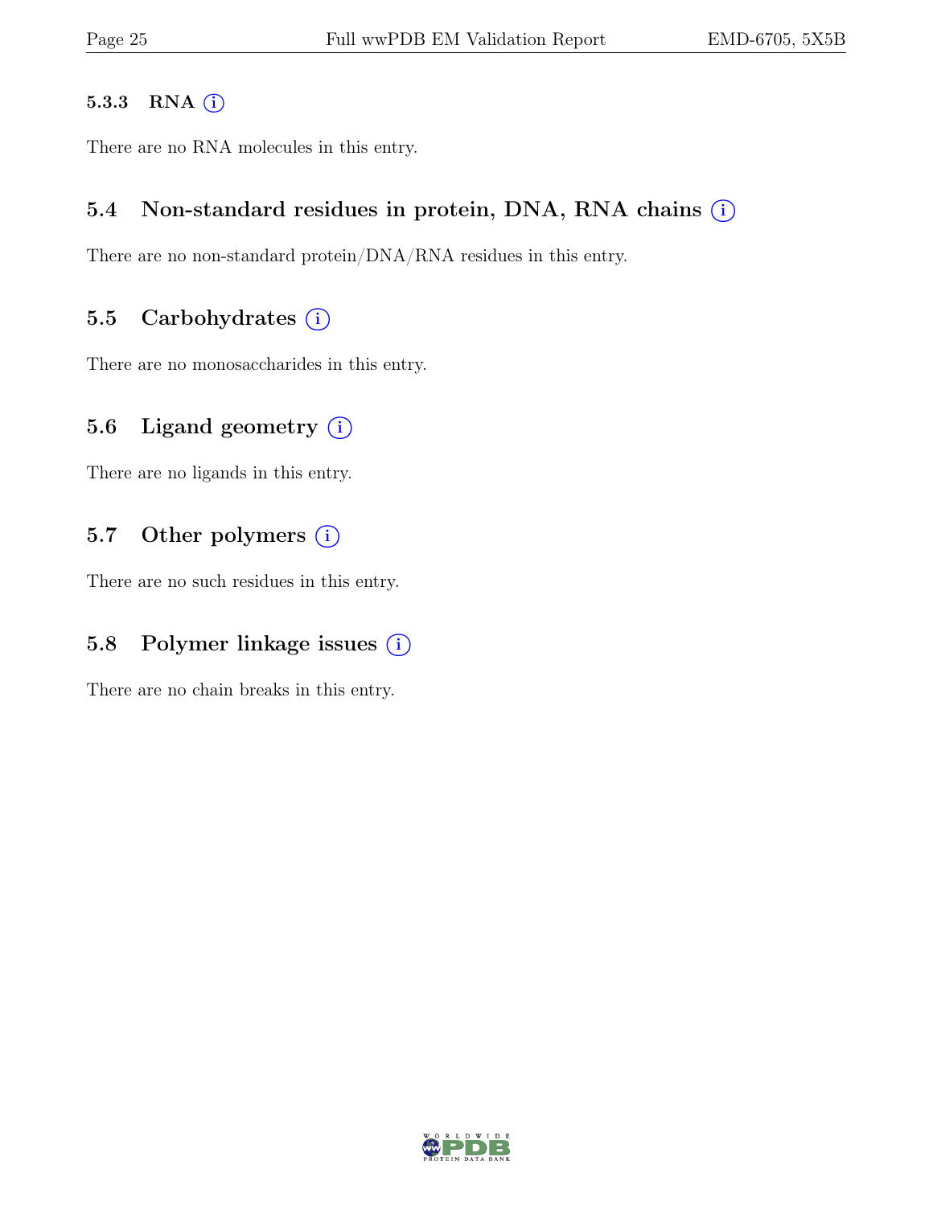#### 5.3.3 RNA

There are no RNA molecules in this entry.

### 5.4 Non-standard residues in protein, DNA, RNA chains

There are no non-standard protein/DNA/RNA residues in this entry.

### 5.5 Carbohydrates

There are no monosaccharides in this entry.

### 5.6 Ligand geometry

There are no ligands in this entry.

### 5.7 Other polymers

There are no such residues in this entry.

### 5.8 Polymer linkage issues

There are no chain breaks in this entry.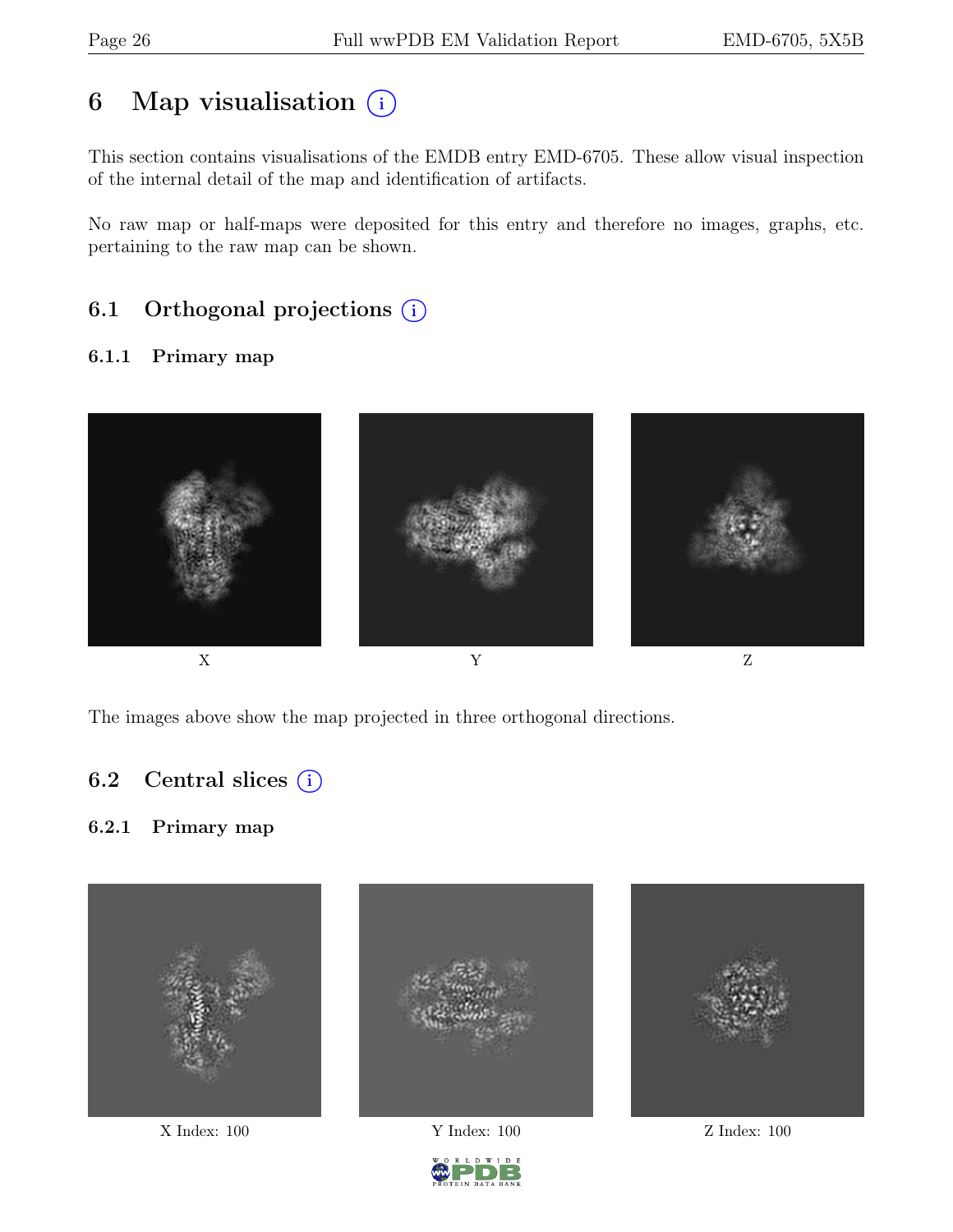# 6 Map visualisation

This section contains visualisations of the EMDB entry EMD-6705. These allow visual inspection of the internal detail of the map and identification of artifacts.

No raw map or half-maps were deposited for this entry and therefore no images, graphs, etc. pertaining to the raw map can be shown.

## 6.1 Orthogonal projections

### 6.1.1 Primary map

X Y Z

The images above show the map projected in three orthogonal directions.

## 6.2 Central slices

### 6.2.1 Primary map

X Index: 100 Y Index: 100 Z Index: 100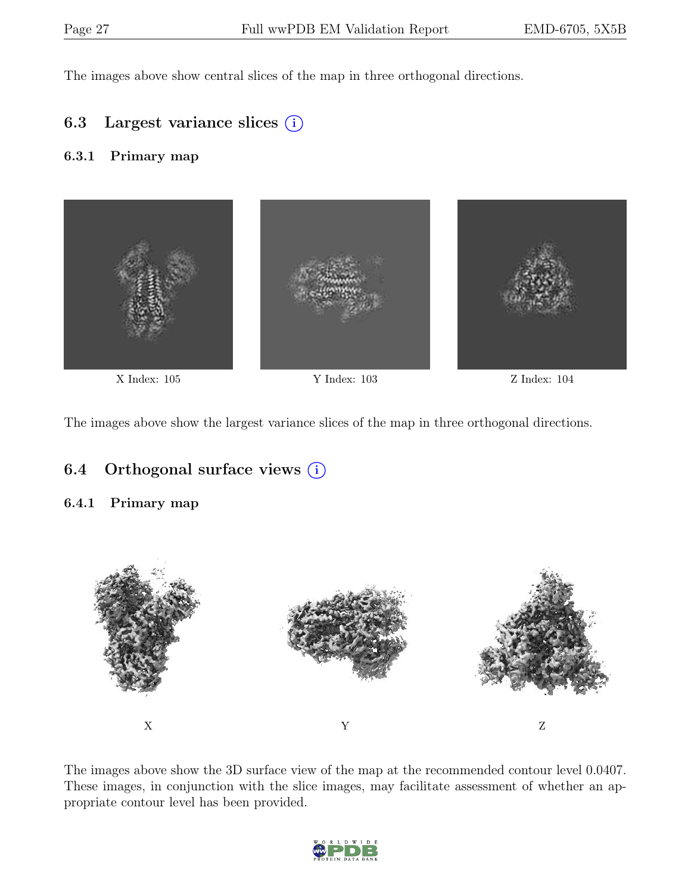The images above show central slices of the map in three orthogonal directions.

## 6.3 Largest variance slices

### 6.3.1 Primary map

X Index: 105

Y Index: 103

Z Index: 104

The images above show the largest variance slices of the map in three orthogonal directions.

## 6.4 Orthogonal surface views

### 6.4.1 Primary map

X

Y

Z

The images above show the 3D surface view of the map at the recommended contour level 0.0407. These images, in conjunction with the slice images, may facilitate assessment of whether an appropriate contour level has been provided.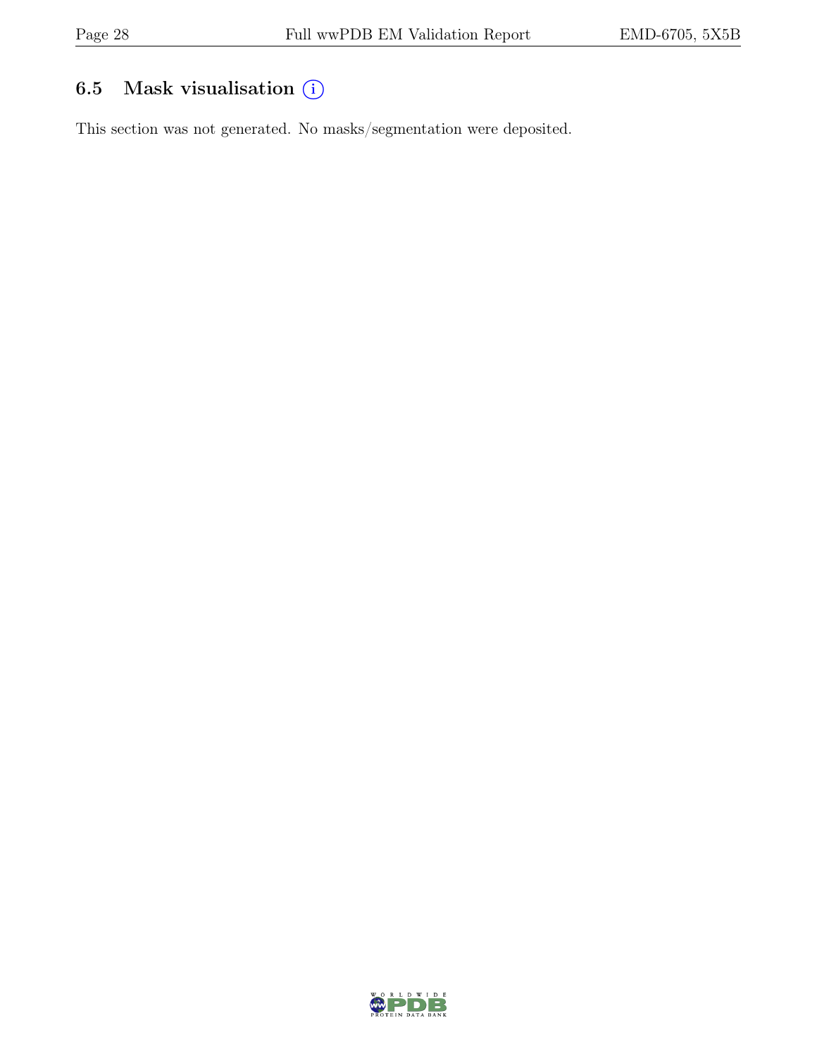## 6.5 Mask visualisation (i)

This section was not generated. No masks/segmentation were deposited.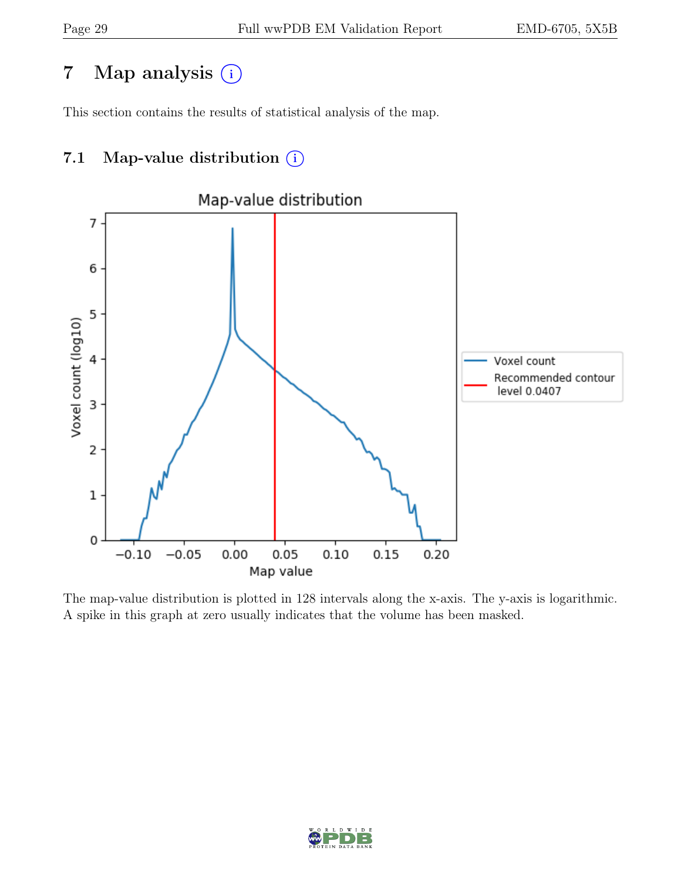# 7 Map analysis ⓘ

This section contains the results of statistical analysis of the map.

## 7.1 Map-value distribution ⓘ

The map-value distribution is plotted in 128 intervals along the x-axis. The y-axis is logarithmic. A spike in this graph at zero usually indicates that the volume has been masked.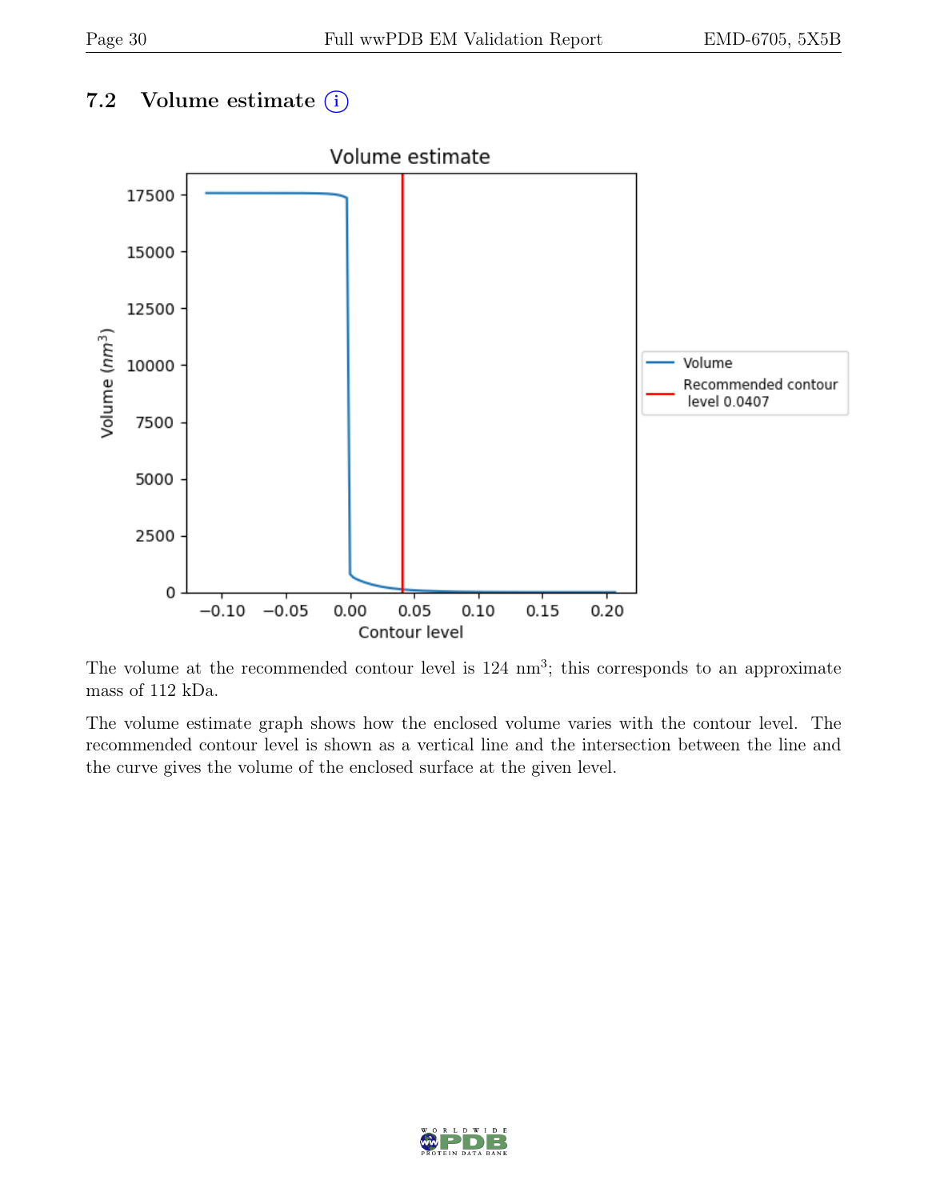## 7.2 Volume estimate ⓘ

The volume at the recommended contour level is 124 $nm^3$; this corresponds to an approximate mass of 112 kDa.

The volume estimate graph shows how the enclosed volume varies with the contour level. The recommended contour level is shown as a vertical line and the intersection between the line and the curve gives the volume of the enclosed surface at the given level.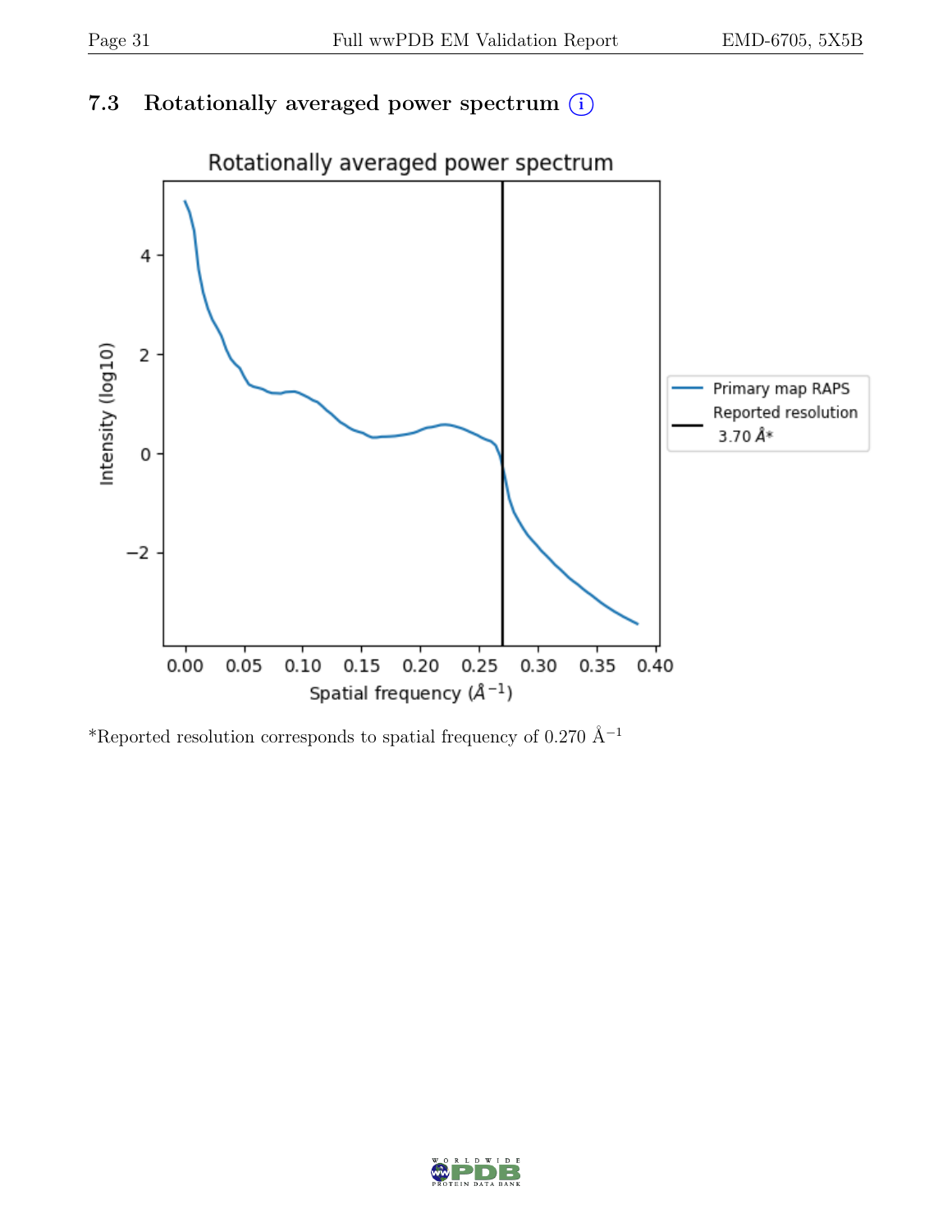### 7.3 Rotationally averaged power spectrum (i)

*Reported resolution corresponds to spatial frequency of 0.270 Å$^{-1}$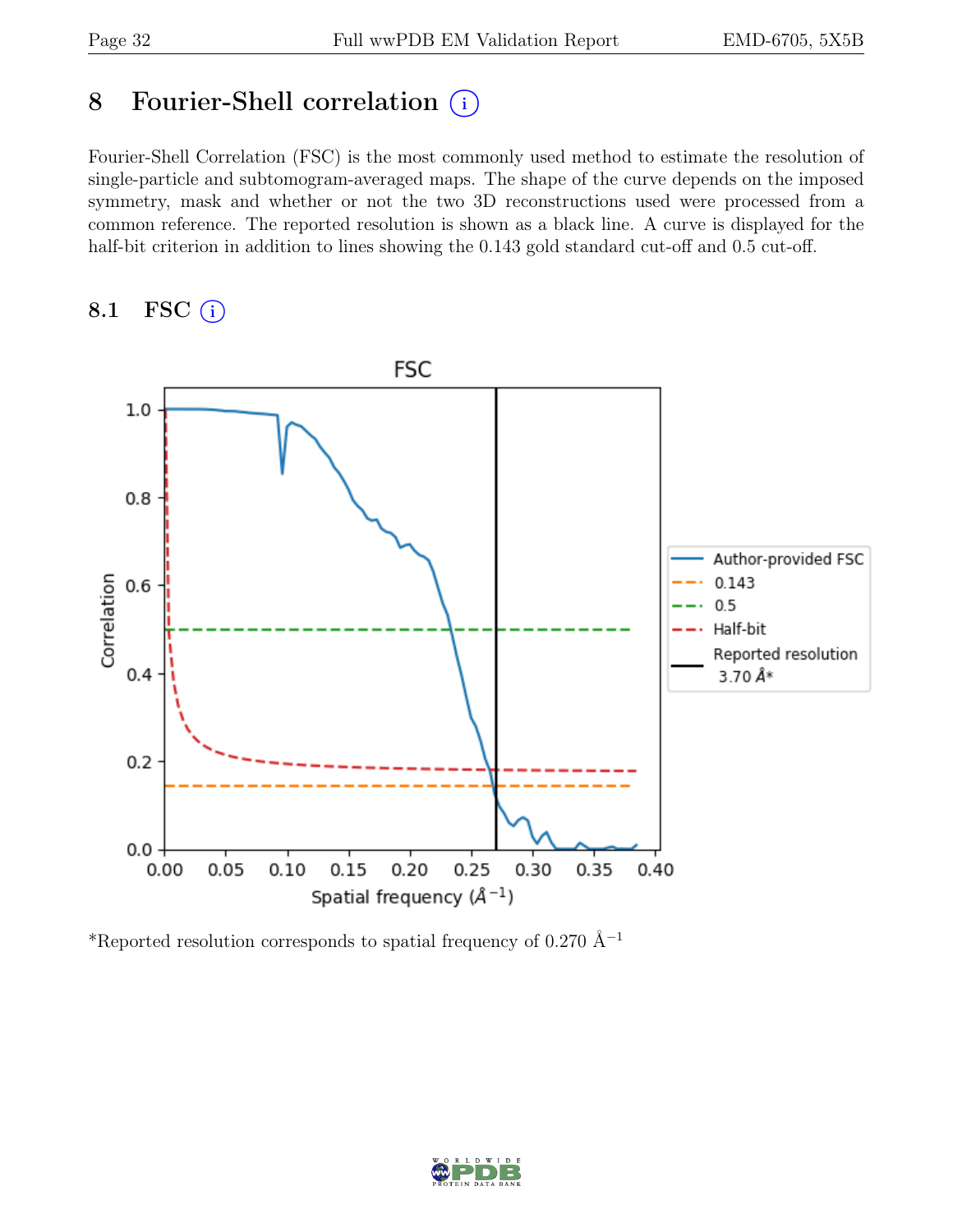# 8 Fourier-Shell correlation ⓘ

Fourier-Shell Correlation (FSC) is the most commonly used method to estimate the resolution of single-particle and subtomogram-averaged maps. The shape of the curve depends on the imposed symmetry, mask and whether or not the two 3D reconstructions used were processed from a common reference. The reported resolution is shown as a black line. A curve is displayed for the half-bit criterion in addition to lines showing the 0.143 gold standard cut-off and 0.5 cut-off.

## 8.1 FSC ⓘ

*Reported resolution corresponds to spatial frequency of 0.270 $Å^{-1}$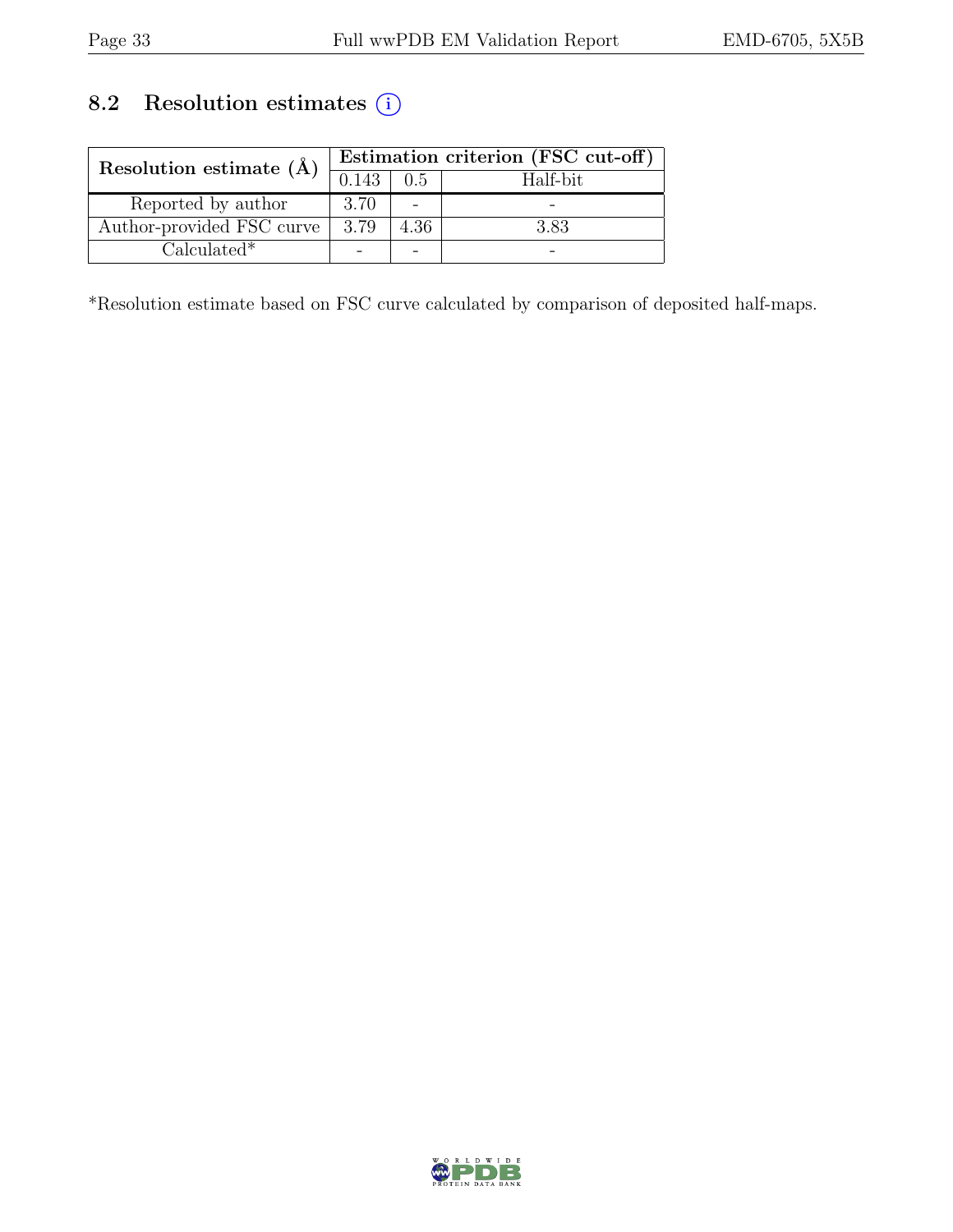## 8.2 Resolution estimates (i)

| Resolution estimate (Å) | Estimation criterion (FSC cut-off) | | |
|---|---|---|---|
| | 0.143 | 0.5 | Half-bit |
| Reported by author | 3.70 | - | - |
| Author-provided FSC curve | 3.79 | 4.36 | 3.83 |
| Calculated* | - | - | - |

*Resolution estimate based on FSC curve calculated by comparison of deposited half-maps.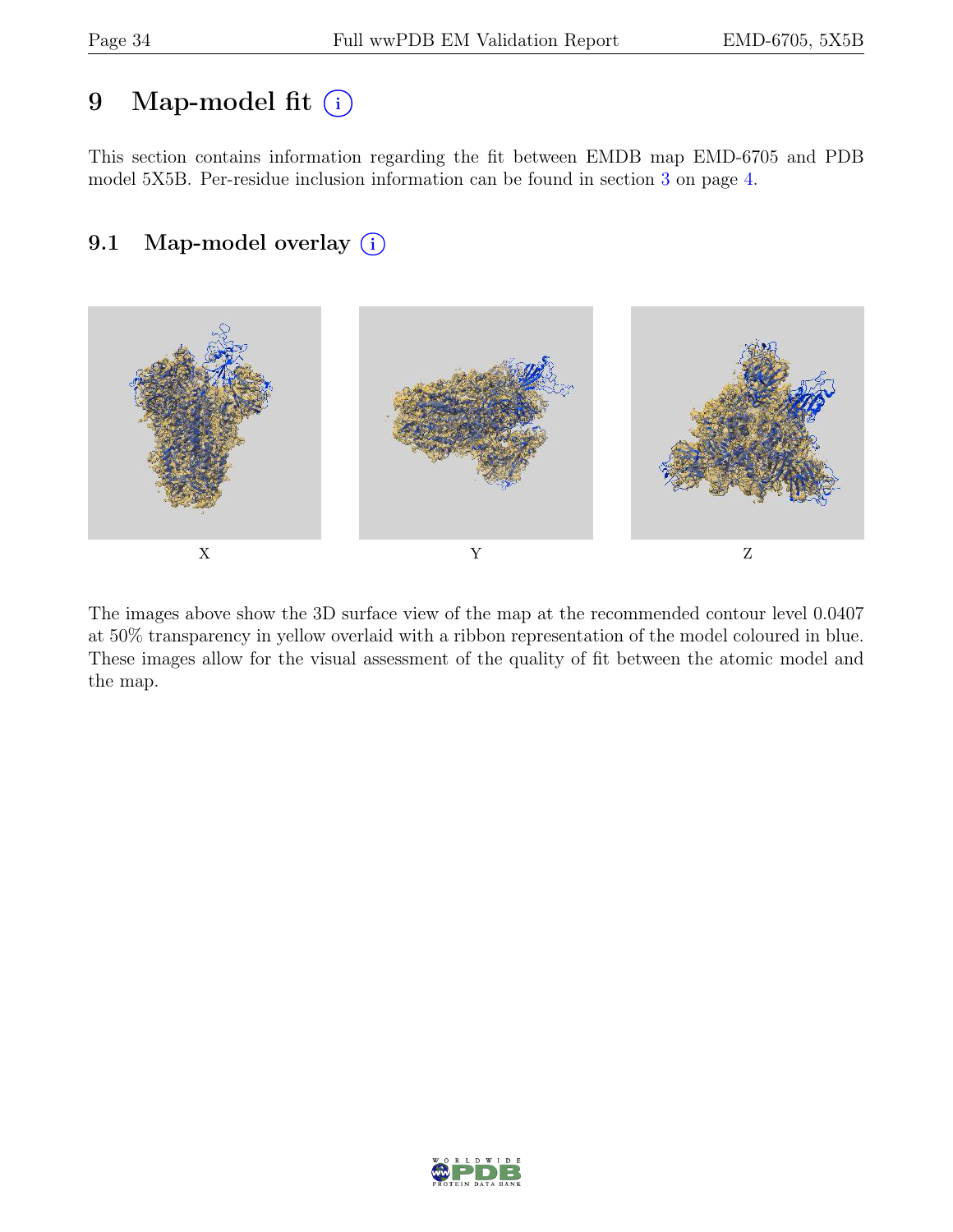# 9 Map-model fit (i)

This section contains information regarding the fit between EMDB map EMD-6705 and PDB model 5X5B. Per-residue inclusion information can be found in section 3 on page 4.

## 9.1 Map-model overlay (i)

X

Y

Z

The images above show the 3D surface view of the map at the recommended contour level 0.0407 at 50% transparency in yellow overlaid with a ribbon representation of the model coloured in blue. These images allow for the visual assessment of the quality of fit between the atomic model and the map.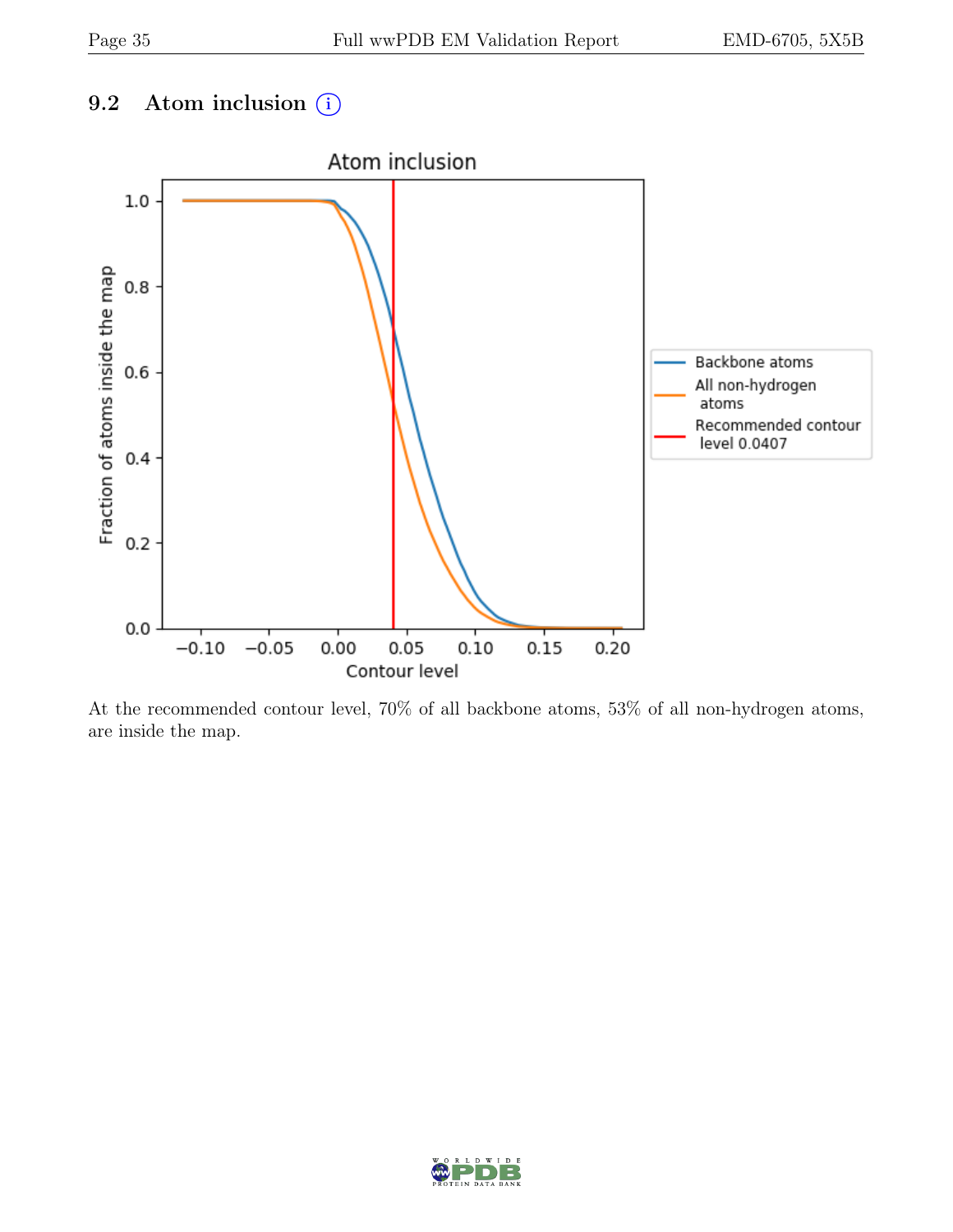## 9.2 Atom inclusion (i)

Atom inclusion

Fraction of atoms inside the map

1.0
0.8
0.6
0.4
0.2
0.0

−0.10 −0.05 0.00 0.05 0.10 0.15 0.20

Contour level

Backbone atoms
All non-hydrogen atoms
Recommended contour level 0.0407

At the recommended contour level, 70% of all backbone atoms, 53% of all non-hydrogen atoms, are inside the map.